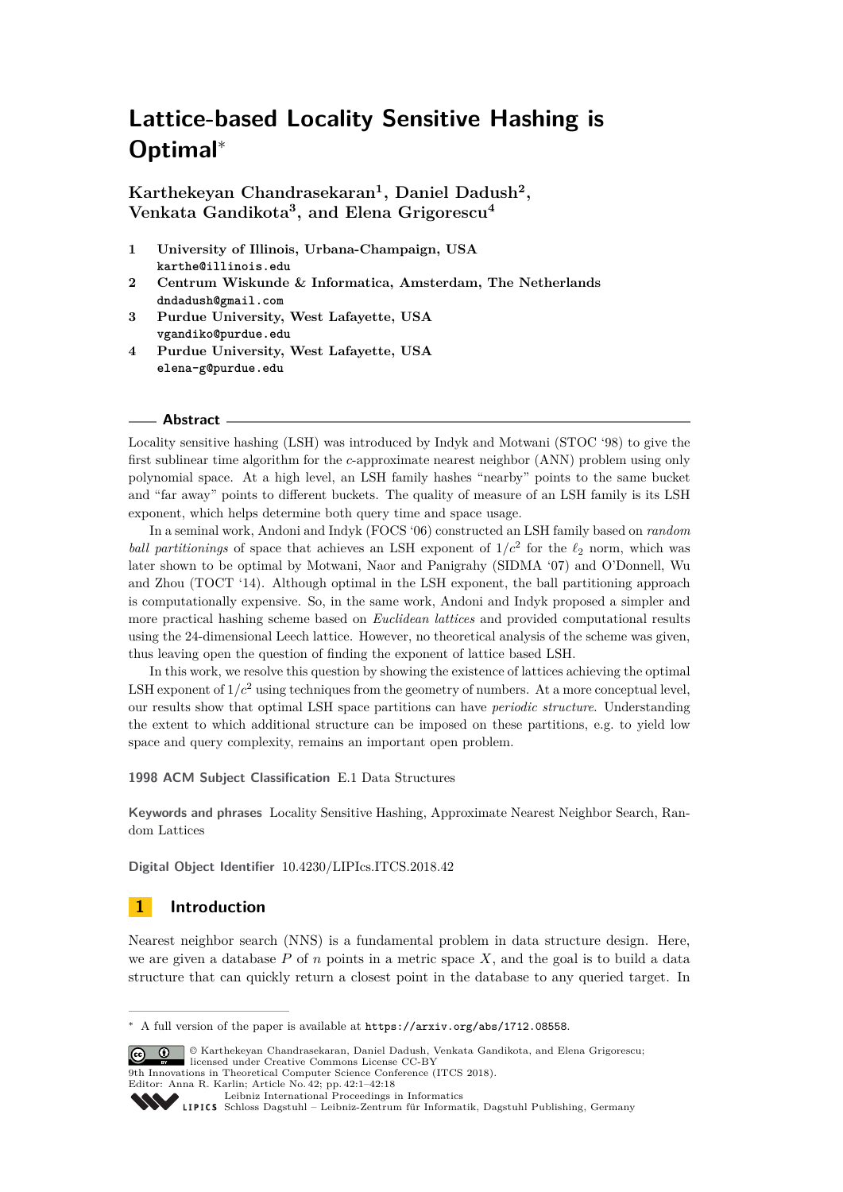# Lattice-based Locality Sensitive Hashing is Optimal*

**Karthekeyan Chandrasekaran[1], Daniel Dadush[2], Venkata Gandikota[3], and Elena Grigorescu[4]**

1. **University of Illinois, Urbana-Champaign, USA**
   `karthe@illinois.edu`
2. **Centrum Wiskunde & Informatica, Amsterdam, The Netherlands**
   `dndadush@gmail.com`
3. **Purdue University, West Lafayette, USA**
   `vgandiko@purdue.edu`
4. **Purdue University, West Lafayette, USA**
   `elena-g@purdue.edu`

## Abstract

Locality sensitive hashing (LSH) was introduced by Indyk and Motwani (STOC '98) to give the first sublinear time algorithm for the $c$-approximate nearest neighbor (ANN) problem using only polynomial space. At a high level, an LSH family hashes "nearby" points to the same bucket and "far away" points to different buckets. The quality of measure of an LSH family is its LSH exponent, which helps determine both query time and space usage.

In a seminal work, Andoni and Indyk (FOCS '06) constructed an LSH family based on *random ball partitionings* of space that achieves an LSH exponent of $1/c^2$ for the $\ell_2$ norm, which was later shown to be optimal by Motwani, Naor and Panigrahy (SIDMA '07) and O'Donnell, Wu and Zhou (TOCT '14). Although optimal in the LSH exponent, the ball partitioning approach is computationally expensive. So, in the same work, Andoni and Indyk proposed a simpler and more practical hashing scheme based on *Euclidean lattices* and provided computational results using the 24-dimensional Leech lattice. However, no theoretical analysis of the scheme was given, thus leaving open the question of finding the exponent of lattice based LSH.

In this work, we resolve this question by showing the existence of lattices achieving the optimal LSH exponent of $1/c^2$ using techniques from the geometry of numbers. At a more conceptual level, our results show that optimal LSH space partitions can have *periodic structure*. Understanding the extent to which additional structure can be imposed on these partitions, e.g. to yield low space and query complexity, remains an important open problem.

**1998 ACM Subject Classification** E.1 Data Structures

**Keywords and phrases** Locality Sensitive Hashing, Approximate Nearest Neighbor Search, Random Lattices

**Digital Object Identifier** 10.4230/LIPIcs.ITCS.2018.42

## 1 Introduction

Nearest neighbor search (NNS) is a fundamental problem in data structure design. Here, we are given a database $P$ of $n$ points in a metric space $X$, and the goal is to build a data structure that can quickly return a closest point in the database to any queried target. In

---

* A full version of the paper is available at `https://arxiv.org/abs/1712.08558`.

© Karthekeyan Chandrasekaran, Daniel Dadush, Venkata Gandikota, and Elena Grigorescu; licensed under Creative Commons License CC-BY
9th Innovations in Theoretical Computer Science Conference (ITCS 2018).
Editor: Anna R. Karlin; Article No. 42; pp. 42:1–42:18
Leibniz International Proceedings in Informatics
LIPICS Schloss Dagstuhl – Leibniz-Zentrum für Informatik, Dagstuhl Publishing, Germany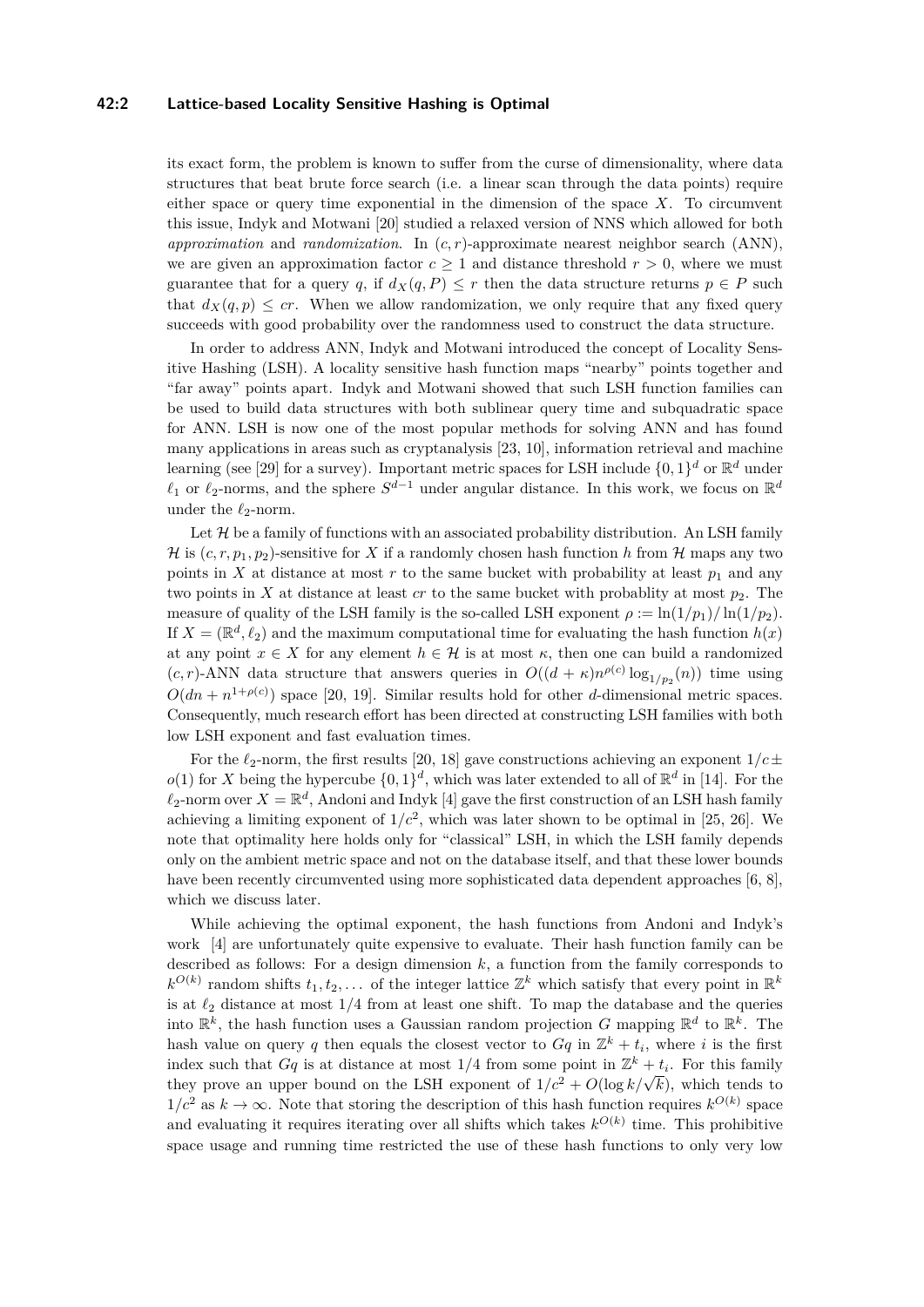its exact form, the problem is known to suffer from the curse of dimensionality, where data structures that beat brute force search (i.e. a linear scan through the data points) require either space or query time exponential in the dimension of the space $X$. To circumvent this issue, Indyk and Motwani [20] studied a relaxed version of NNS which allowed for both *approximation* and *randomization*. In $(c, r)$-approximate nearest neighbor search (ANN), we are given an approximation factor $c \geq 1$ and distance threshold $r > 0$, where we must guarantee that for a query $q$, if $d_X(q, P) \leq r$ then the data structure returns $p \in P$ such that $d_X(q, p) \leq cr$. When we allow randomization, we only require that any fixed query succeeds with good probability over the randomness used to construct the data structure.

In order to address ANN, Indyk and Motwani introduced the concept of Locality Sensitive Hashing (LSH). A locality sensitive hash function maps "nearby" points together and "far away" points apart. Indyk and Motwani showed that such LSH function families can be used to build data structures with both sublinear query time and subquadratic space for ANN. LSH is now one of the most popular methods for solving ANN and has found many applications in areas such as cryptanalysis [23, 10], information retrieval and machine learning (see [29] for a survey). Important metric spaces for LSH include $\{0,1\}^d$ or $\mathbb{R}^d$ under $\ell_1$ or $\ell_2$-norms, and the sphere $S^{d-1}$ under angular distance. In this work, we focus on $\mathbb{R}^d$ under the $\ell_2$-norm.

Let $\mathcal{H}$ be a family of functions with an associated probability distribution. An LSH family $\mathcal{H}$ is $(c, r, p_1, p_2)$-sensitive for $X$ if a randomly chosen hash function $h$ from $\mathcal{H}$ maps any two points in $X$ at distance at most $r$ to the same bucket with probability at least $p_1$ and any two points in $X$ at distance at least $cr$ to the same bucket with probablity at most $p_2$. The measure of quality of the LSH family is the so-called LSH exponent $\rho := \ln(1/p_1)/\ln(1/p_2)$. If $X = (\mathbb{R}^d, \ell_2)$ and the maximum computational time for evaluating the hash function $h(x)$ at any point $x \in X$ for any element $h \in \mathcal{H}$ is at most $\kappa$, then one can build a randomized $(c, r)$-ANN data structure that answers queries in $O((d + \kappa)n^{\rho(c)} \log_{1/p_2}(n))$ time using $O(dn + n^{1+\rho(c)})$ space [20, 19]. Similar results hold for other $d$-dimensional metric spaces. Consequently, much research effort has been directed at constructing LSH families with both low LSH exponent and fast evaluation times.

For the $\ell_2$-norm, the first results [20, 18] gave constructions achieving an exponent $1/c \pm o(1)$ for $X$ being the hypercube $\{0,1\}^d$, which was later extended to all of $\mathbb{R}^d$ in [14]. For the $\ell_2$-norm over $X = \mathbb{R}^d$, Andoni and Indyk [4] gave the first construction of an LSH hash family achieving a limiting exponent of $1/c^2$, which was later shown to be optimal in [25, 26]. We note that optimality here holds only for "classical" LSH, in which the LSH family depends only on the ambient metric space and not on the database itself, and that these lower bounds have been recently circumvented using more sophisticated data dependent approaches [6, 8], which we discuss later.

While achieving the optimal exponent, the hash functions from Andoni and Indyk's work [4] are unfortunately quite expensive to evaluate. Their hash function family can be described as follows: For a design dimension $k$, a function from the family corresponds to $k^{O(k)}$ random shifts $t_1, t_2, \dots$ of the integer lattice $\mathbb{Z}^k$ which satisfy that every point in $\mathbb{R}^k$ is at $\ell_2$ distance at most $1/4$ from at least one shift. To map the database and the queries into $\mathbb{R}^k$, the hash function uses a Gaussian random projection $G$ mapping $\mathbb{R}^d$ to $\mathbb{R}^k$. The hash value on query $q$ then equals the closest vector to $Gq$ in $\mathbb{Z}^k + t_i$, where $i$ is the first index such that $Gq$ is at distance at most $1/4$ from some point in $\mathbb{Z}^k + t_i$. For this family they prove an upper bound on the LSH exponent of $1/c^2 + O(\log k/\sqrt{k})$, which tends to $1/c^2$ as $k \to \infty$. Note that storing the description of this hash function requires $k^{O(k)}$ space and evaluating it requires iterating over all shifts which takes $k^{O(k)}$ time. This prohibitive space usage and running time restricted the use of these hash functions to only very low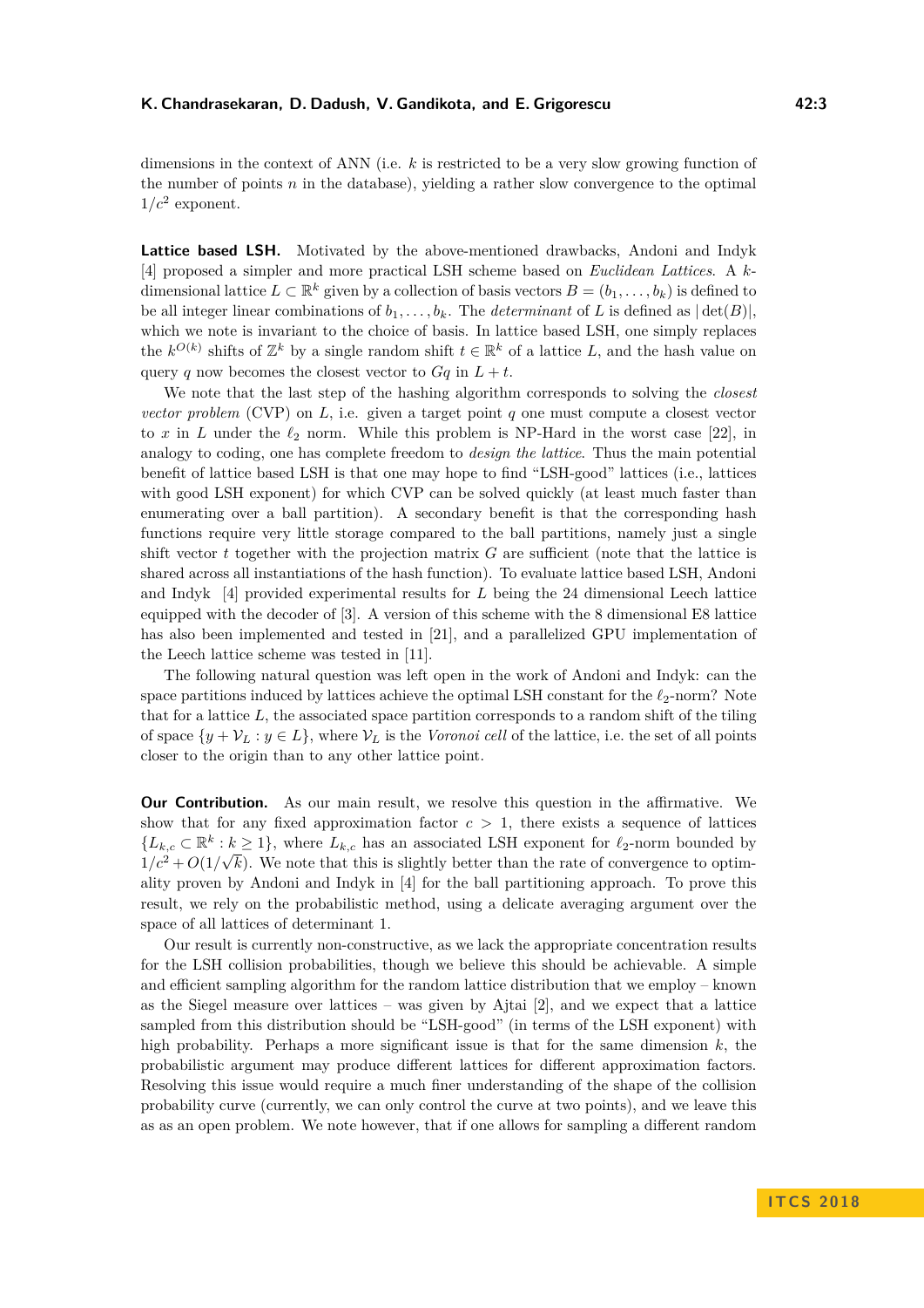dimensions in the context of ANN (i.e. $k$ is restricted to be a very slow growing function of the number of points $n$ in the database), yielding a rather slow convergence to the optimal $1/c^2$ exponent.

**Lattice based LSH.** Motivated by the above-mentioned drawbacks, Andoni and Indyk [4] proposed a simpler and more practical LSH scheme based on *Euclidean Lattices*. A $k$-dimensional lattice $L \subset \mathbb{R}^k$ given by a collection of basis vectors $B = (b_1, \dots, b_k)$ is defined to be all integer linear combinations of $b_1, \dots, b_k$. The *determinant* of $L$ is defined as $|\det(B)|$, which we note is invariant to the choice of basis. In lattice based LSH, one simply replaces the $k^{O(k)}$ shifts of $\mathbb{Z}^k$ by a single random shift $t \in \mathbb{R}^k$ of a lattice $L$, and the hash value on query $q$ now becomes the closest vector to $Gq$ in $L + t$.

We note that the last step of the hashing algorithm corresponds to solving the *closest vector problem* (CVP) on $L$, i.e. given a target point $q$ one must compute a closest vector to $x$ in $L$ under the $\ell_2$ norm. While this problem is NP-Hard in the worst case [22], in analogy to coding, one has complete freedom to *design the lattice*. Thus the main potential benefit of lattice based LSH is that one may hope to find "LSH-good" lattices (i.e., lattices with good LSH exponent) for which CVP can be solved quickly (at least much faster than enumerating over a ball partition). A secondary benefit is that the corresponding hash functions require very little storage compared to the ball partitions, namely just a single shift vector $t$ together with the projection matrix $G$ are sufficient (note that the lattice is shared across all instantiations of the hash function). To evaluate lattice based LSH, Andoni and Indyk [4] provided experimental results for $L$ being the 24 dimensional Leech lattice equipped with the decoder of [3]. A version of this scheme with the 8 dimensional E8 lattice has also been implemented and tested in [21], and a parallelized GPU implementation of the Leech lattice scheme was tested in [11].

The following natural question was left open in the work of Andoni and Indyk: can the space partitions induced by lattices achieve the optimal LSH constant for the $\ell_2$-norm? Note that for a lattice $L$, the associated space partition corresponds to a random shift of the tiling of space $\{y + \mathcal{V}_L : y \in L\}$, where $\mathcal{V}_L$ is the *Voronoi cell* of the lattice, i.e. the set of all points closer to the origin than to any other lattice point.

**Our Contribution.** As our main result, we resolve this question in the affirmative. We show that for any fixed approximation factor $c > 1$, there exists a sequence of lattices $\{L_{k,c} \subset \mathbb{R}^k : k \geq 1\}$, where $L_{k,c}$ has an associated LSH exponent for $\ell_2$-norm bounded by $1/c^2 + O(1/\sqrt{k})$. We note that this is slightly better than the rate of convergence to optimality proven by Andoni and Indyk in [4] for the ball partitioning approach. To prove this result, we rely on the probabilistic method, using a delicate averaging argument over the space of all lattices of determinant 1.

Our result is currently non-constructive, as we lack the appropriate concentration results for the LSH collision probabilities, though we believe this should be achievable. A simple and efficient sampling algorithm for the random lattice distribution that we employ – known as the Siegel measure over lattices – was given by Ajtai [2], and we expect that a lattice sampled from this distribution should be "LSH-good" (in terms of the LSH exponent) with high probability. Perhaps a more significant issue is that for the same dimension $k$, the probabilistic argument may produce different lattices for different approximation factors. Resolving this issue would require a much finer understanding of the shape of the collision probability curve (currently, we can only control the curve at two points), and we leave this as as an open problem. We note however, that if one allows for sampling a different random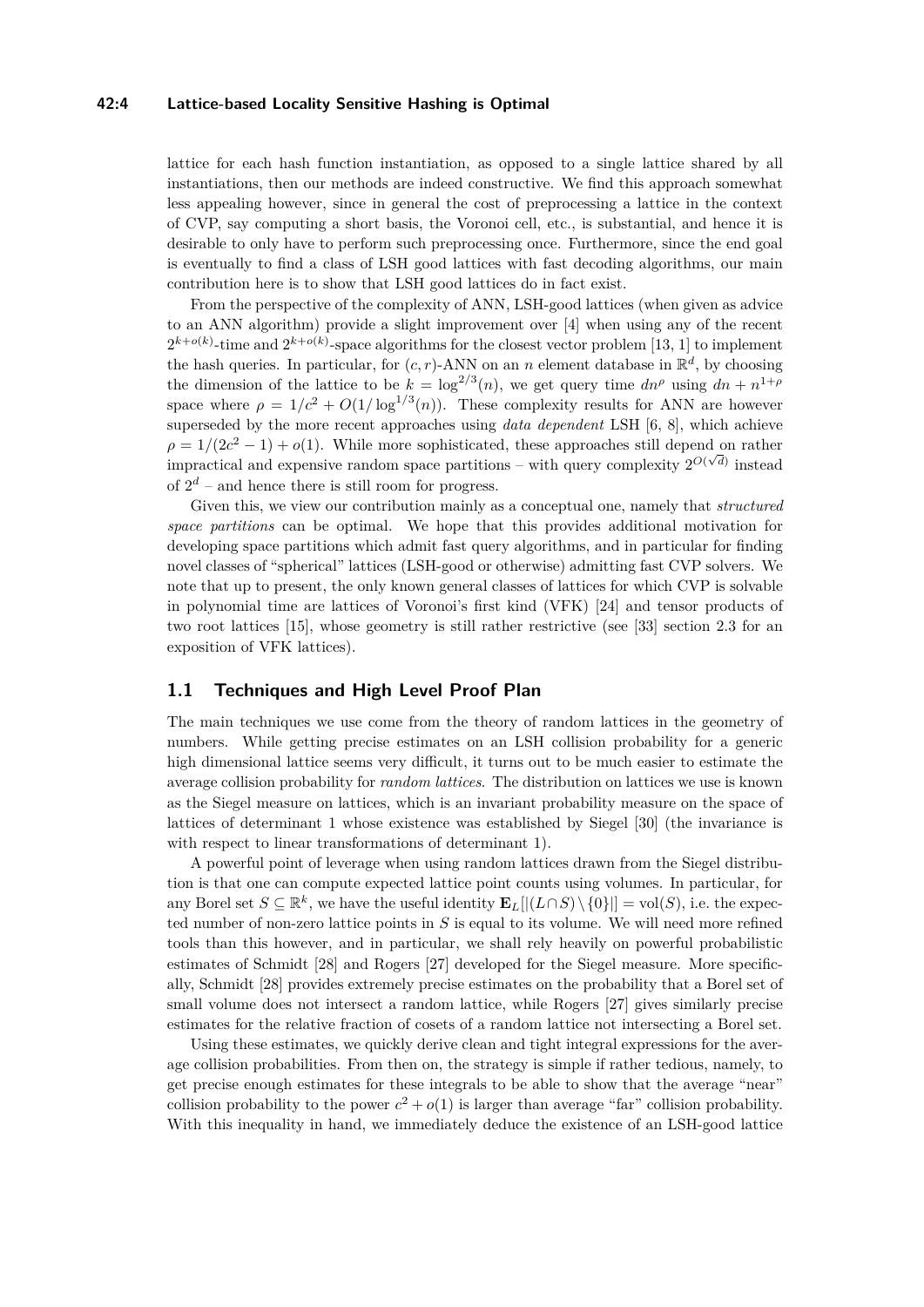lattice for each hash function instantiation, as opposed to a single lattice shared by all instantiations, then our methods are indeed constructive. We find this approach somewhat less appealing however, since in general the cost of preprocessing a lattice in the context of CVP, say computing a short basis, the Voronoi cell, etc., is substantial, and hence it is desirable to only have to perform such preprocessing once. Furthermore, since the end goal is eventually to find a class of LSH good lattices with fast decoding algorithms, our main contribution here is to show that LSH good lattices do in fact exist.

From the perspective of the complexity of ANN, LSH-good lattices (when given as advice to an ANN algorithm) provide a slight improvement over [4] when using any of the recent $2^{k+o(k)}$-time and $2^{k+o(k)}$-space algorithms for the closest vector problem [13, 1] to implement the hash queries. In particular, for $(c, r)$-ANN on an $n$ element database in $\mathbb{R}^d$, by choosing the dimension of the lattice to be $k = \log^{2/3}(n)$, we get query time $dn^\rho$ using $dn + n^{1+\rho}$ space where $\rho = 1/c^2 + O(1/\log^{1/3}(n))$. These complexity results for ANN are however superseded by the more recent approaches using *data dependent* LSH [6, 8], which achieve $\rho = 1/(2c^2 - 1) + o(1)$. While more sophisticated, these approaches still depend on rather impractical and expensive random space partitions – with query complexity $2^{O(\sqrt{d})}$ instead of $2^d$ – and hence there is still room for progress.

Given this, we view our contribution mainly as a conceptual one, namely that *structured space partitions* can be optimal. We hope that this provides additional motivation for developing space partitions which admit fast query algorithms, and in particular for finding novel classes of "spherical" lattices (LSH-good or otherwise) admitting fast CVP solvers. We note that up to present, the only known general classes of lattices for which CVP is solvable in polynomial time are lattices of Voronoi's first kind (VFK) [24] and tensor products of two root lattices [15], whose geometry is still rather restrictive (see [33] section 2.3 for an exposition of VFK lattices).

## 1.1 Techniques and High Level Proof Plan

The main techniques we use come from the theory of random lattices in the geometry of numbers. While getting precise estimates on an LSH collision probability for a generic high dimensional lattice seems very difficult, it turns out to be much easier to estimate the average collision probability for *random lattices*. The distribution on lattices we use is known as the Siegel measure on lattices, which is an invariant probability measure on the space of lattices of determinant 1 whose existence was established by Siegel [30] (the invariance is with respect to linear transformations of determinant 1).

A powerful point of leverage when using random lattices drawn from the Siegel distribution is that one can compute expected lattice point counts using volumes. In particular, for any Borel set $S \subseteq \mathbb{R}^k$, we have the useful identity $\mathbf{E}_L[|(L \cap S) \setminus \{0\}|] = \mathrm{vol}(S)$, i.e. the expected number of non-zero lattice points in $S$ is equal to its volume. We will need more refined tools than this however, and in particular, we shall rely heavily on powerful probabilistic estimates of Schmidt [28] and Rogers [27] developed for the Siegel measure. More specifically, Schmidt [28] provides extremely precise estimates on the probability that a Borel set of small volume does not intersect a random lattice, while Rogers [27] gives similarly precise estimates for the relative fraction of cosets of a random lattice not intersecting a Borel set.

Using these estimates, we quickly derive clean and tight integral expressions for the average collision probabilities. From then on, the strategy is simple if rather tedious, namely, to get precise enough estimates for these integrals to be able to show that the average "near" collision probability to the power $c^2 + o(1)$ is larger than average "far" collision probability. With this inequality in hand, we immediately deduce the existence of an LSH-good lattice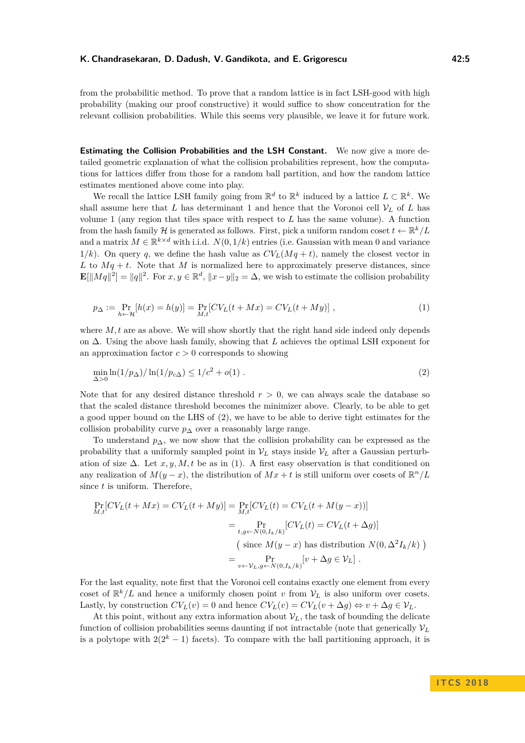from the probabilitic method. To prove that a random lattice is in fact LSH-good with high probability (making our proof constructive) it would suffice to show concentration for the relevant collision probabilities. While this seems very plausible, we leave it for future work.

**Estimating the Collision Probabilities and the LSH Constant.** We now give a more detailed geometric explanation of what the collision probabilities represent, how the computations for lattices differ from those for a random ball partition, and how the random lattice estimates mentioned above come into play.

We recall the lattice LSH family going from $\mathbb{R}^d$ to $\mathbb{R}^k$ induced by a lattice $L \subset \mathbb{R}^k$. We shall assume here that $L$ has determinant 1 and hence that the Voronoi cell $\mathcal{V}_L$ of $L$ has volume 1 (any region that tiles space with respect to $L$ has the same volume). A function from the hash family $\mathcal{H}$ is generated as follows. First, pick a uniform random coset $t \leftarrow \mathbb{R}^k/L$ and a matrix $M \in \mathbb{R}^{k \times d}$ with i.i.d. $N(0, 1/k)$ entries (i.e. Gaussian with mean 0 and variance $1/k$). On query $q$, we define the hash value as $CV_L(Mq + t)$, namely the closest vector in $L$ to $Mq + t$. Note that $M$ is normalized here to approximately preserve distances, since $\mathbf{E}[\|Mq\|^2] = \|q\|^2$. For $x, y \in \mathbb{R}^d$, $\|x - y\|_2 = \Delta$, we wish to estimate the collision probability

$$p_\Delta := \Pr_{h \leftarrow \mathcal{H}}[h(x) = h(y)] = \Pr_{M,t}[CV_L(t + Mx) = CV_L(t + My)] \;, \tag{1}$$

where $M, t$ are as above. We will show shortly that the right hand side indeed only depends on $\Delta$. Using the above hash family, showing that $L$ achieves the optimal LSH exponent for an approximation factor $c > 0$ corresponds to showing

$$\min_{\Delta > 0} \ln(1/p_\Delta)/\ln(1/p_{c\Delta}) \leq 1/c^2 + o(1) \;. \tag{2}$$

Note that for any desired distance threshold $r > 0$, we can always scale the database so that the scaled distance threshold becomes the minimizer above. Clearly, to be able to get a good upper bound on the LHS of (2), we have to be able to derive tight estimates for the collision probability curve $p_\Delta$ over a reasonably large range.

To understand $p_\Delta$, we now show that the collision probability can be expressed as the probability that a uniformly sampled point in $\mathcal{V}_L$ stays inside $\mathcal{V}_L$ after a Gaussian perturbation of size $\Delta$. Let $x, y, M, t$ be as in (1). A first easy observation is that conditioned on any realization of $M(y - x)$, the distribution of $Mx + t$ is still uniform over cosets of $\mathbb{R}^n/L$ since $t$ is uniform. Therefore,

$$\begin{aligned}
\Pr_{M,t}[CV_L(t + Mx) = CV_L(t + My)] &= \Pr_{M,t}[CV_L(t) = CV_L(t + M(y - x))] \\
&= \Pr_{t, g \leftarrow N(0, I_k/k)}[CV_L(t) = CV_L(t + \Delta g)] \\
&\quad \big( \text{ since } M(y - x) \text{ has distribution } N(0, \Delta^2 I_k/k) \ \big) \\
&= \Pr_{v \leftarrow \mathcal{V}_L, g \leftarrow N(0, I_k/k)}[v + \Delta g \in \mathcal{V}_L] \;.
\end{aligned}$$

For the last equality, note first that the Voronoi cell contains exactly one element from every coset of $\mathbb{R}^k/L$ and hence a uniformly chosen point $v$ from $\mathcal{V}_L$ is also uniform over cosets. Lastly, by construction $CV_L(v) = 0$ and hence $CV_L(v) = CV_L(v + \Delta g) \Leftrightarrow v + \Delta g \in \mathcal{V}_L$.

At this point, without any extra information about $\mathcal{V}_L$, the task of bounding the delicate function of collision probabilities seems daunting if not intractable (note that generically $\mathcal{V}_L$ is a polytope with $2(2^k - 1)$ facets). To compare with the ball partitioning approach, it is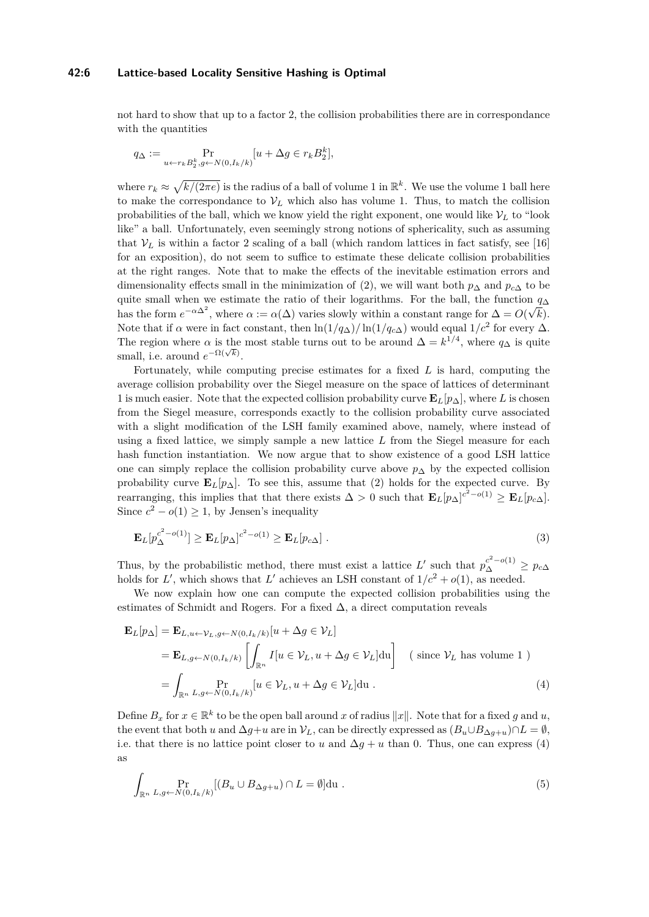not hard to show that up to a factor 2, the collision probabilities there are in correspondance with the quantities

$$q_\Delta := \Pr_{u \leftarrow r_k B_2^k, g \leftarrow N(0, I_k/k)}[u + \Delta g \in r_k B_2^k],$$

where $r_k \approx \sqrt{k/(2\pi e)}$ is the radius of a ball of volume 1 in $\mathbb{R}^k$. We use the volume 1 ball here to make the correspondance to $\mathcal{V}_L$ which also has volume 1. Thus, to match the collision probabilities of the ball, which we know yield the right exponent, one would like $\mathcal{V}_L$ to "look like" a ball. Unfortunately, even seemingly strong notions of sphericality, such as assuming that $\mathcal{V}_L$ is within a factor 2 scaling of a ball (which random lattices in fact satisfy, see [16] for an exposition), do not seem to suffice to estimate these delicate collision probabilities at the right ranges. Note that to make the effects of the inevitable estimation errors and dimensionality effects small in the minimization of (2), we will want both $p_\Delta$ and $p_{c\Delta}$ to be quite small when we estimate the ratio of their logarithms. For the ball, the function $q_\Delta$ has the form $e^{-\alpha \Delta^2}$, where $\alpha := \alpha(\Delta)$ varies slowly within a constant range for $\Delta = O(\sqrt{k})$. Note that if $\alpha$ were in fact constant, then $\ln(1/q_\Delta)/\ln(1/q_{c\Delta})$ would equal $1/c^2$ for every $\Delta$. The region where $\alpha$ is the most stable turns out to be around $\Delta = k^{1/4}$, where $q_\Delta$ is quite small, i.e. around $e^{-\Omega(\sqrt{k})}$.

Fortunately, while computing precise estimates for a fixed $L$ is hard, computing the average collision probability over the Siegel measure on the space of lattices of determinant 1 is much easier. Note that the expected collision probability curve $\mathbf{E}_L[p_\Delta]$, where $L$ is chosen from the Siegel measure, corresponds exactly to the collision probability curve associated with a slight modification of the LSH family examined above, namely, where instead of using a fixed lattice, we simply sample a new lattice $L$ from the Siegel measure for each hash function instantiation. We now argue that to show existence of a good LSH lattice one can simply replace the collision probability curve above $p_\Delta$ by the expected collision probability curve $\mathbf{E}_L[p_\Delta]$. To see this, assume that (2) holds for the expected curve. By rearranging, this implies that that there exists $\Delta > 0$ such that $\mathbf{E}_L[p_\Delta]^{c^2 - o(1)} \geq \mathbf{E}_L[p_{c\Delta}]$. Since $c^2 - o(1) \geq 1$, by Jensen's inequality

$$\mathbf{E}_L[p_\Delta^{c^2 - o(1)}] \geq \mathbf{E}_L[p_\Delta]^{c^2 - o(1)} \geq \mathbf{E}_L[p_{c\Delta}] \ . \tag{3}$$

Thus, by the probabilistic method, there must exist a lattice $L'$ such that $p_\Delta^{c^2 - o(1)} \geq p_{c\Delta}$ holds for $L'$, which shows that $L'$ achieves an LSH constant of $1/c^2 + o(1)$, as needed.

We now explain how one can compute the expected collision probabilities using the estimates of Schmidt and Rogers. For a fixed $\Delta$, a direct computation reveals

$$\begin{aligned}
\mathbf{E}_L[p_\Delta] &= \mathbf{E}_{L, u \leftarrow \mathcal{V}_L, g \leftarrow N(0, I_k/k)}[u + \Delta g \in \mathcal{V}_L] \\
&= \mathbf{E}_{L, g \leftarrow N(0, I_k/k)}\left[\int_{\mathbb{R}^n} I[u \in \mathcal{V}_L, u + \Delta g \in \mathcal{V}_L] \mathrm{d}u\right] \quad (\text{ since } \mathcal{V}_L \text{ has volume 1 }) \\
&= \int_{\mathbb{R}^n} \Pr_{L, g \leftarrow N(0, I_k/k)}[u \in \mathcal{V}_L, u + \Delta g \in \mathcal{V}_L] \mathrm{d}u \ .
\end{aligned} \tag{4}$$

Define $B_x$ for $x \in \mathbb{R}^k$ to be the open ball around $x$ of radius $\|x\|$. Note that for a fixed $g$ and $u$, the event that both $u$ and $\Delta g + u$ are in $\mathcal{V}_L$, can be directly expressed as $(B_u \cup B_{\Delta g + u}) \cap L = \emptyset$, i.e. that there is no lattice point closer to $u$ and $\Delta g + u$ than 0. Thus, one can express (4) as

$$\int_{\mathbb{R}^n} \Pr_{L, g \leftarrow N(0, I_k/k)}[(B_u \cup B_{\Delta g + u}) \cap L = \emptyset] \mathrm{d}u \ . \tag{5}$$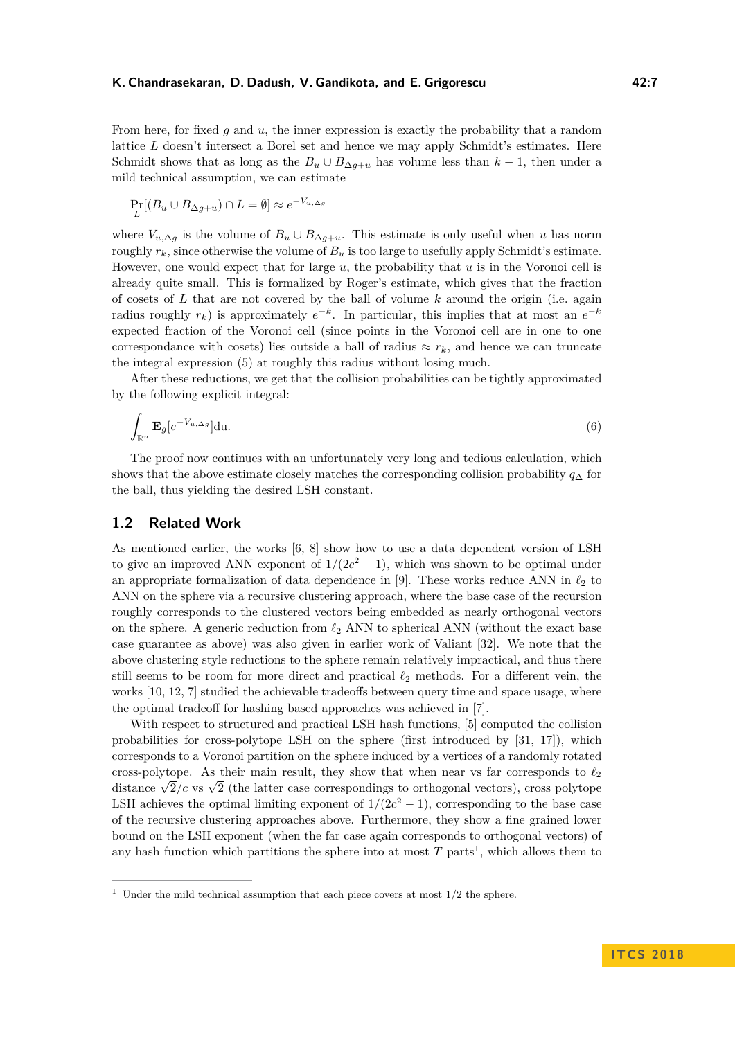From here, for fixed $g$ and $u$, the inner expression is exactly the probability that a random lattice $L$ doesn't intersect a Borel set and hence we may apply Schmidt's estimates. Here Schmidt shows that as long as the $B_u \cup B_{\Delta g+u}$ has volume less than $k-1$, then under a mild technical assumption, we can estimate

$$\Pr_L[(B_u \cup B_{\Delta g+u}) \cap L = \emptyset] \approx e^{-V_{u,\Delta g}}$$

where $V_{u,\Delta g}$ is the volume of $B_u \cup B_{\Delta g+u}$. This estimate is only useful when $u$ has norm roughly $r_k$, since otherwise the volume of $B_u$ is too large to usefully apply Schmidt's estimate. However, one would expect that for large $u$, the probability that $u$ is in the Voronoi cell is already quite small. This is formalized by Roger's estimate, which gives that the fraction of cosets of $L$ that are not covered by the ball of volume $k$ around the origin (i.e. again radius roughly $r_k$) is approximately $e^{-k}$. In particular, this implies that at most an $e^{-k}$ expected fraction of the Voronoi cell (since points in the Voronoi cell are in one to one correspondance with cosets) lies outside a ball of radius $\approx r_k$, and hence we can truncate the integral expression (5) at roughly this radius without losing much.

After these reductions, we get that the collision probabilities can be tightly approximated by the following explicit integral:

$$\int_{\mathbb{R}^n} \mathbf{E}_g[e^{-V_{u,\Delta g}}]\mathrm{d}u. \tag{6}$$

The proof now continues with an unfortunately very long and tedious calculation, which shows that the above estimate closely matches the corresponding collision probability $q_\Delta$ for the ball, thus yielding the desired LSH constant.

## 1.2 Related Work

As mentioned earlier, the works [6, 8] show how to use a data dependent version of LSH to give an improved ANN exponent of $1/(2c^2-1)$, which was shown to be optimal under an appropriate formalization of data dependence in [9]. These works reduce ANN in $\ell_2$ to ANN on the sphere via a recursive clustering approach, where the base case of the recursion roughly corresponds to the clustered vectors being embedded as nearly orthogonal vectors on the sphere. A generic reduction from $\ell_2$ ANN to spherical ANN (without the exact base case guarantee as above) was also given in earlier work of Valiant [32]. We note that the above clustering style reductions to the sphere remain relatively impractical, and thus there still seems to be room for more direct and practical $\ell_2$ methods. For a different vein, the works [10, 12, 7] studied the achievable tradeoffs between query time and space usage, where the optimal tradeoff for hashing based approaches was achieved in [7].

With respect to structured and practical LSH hash functions, [5] computed the collision probabilities for cross-polytope LSH on the sphere (first introduced by [31, 17]), which corresponds to a Voronoi partition on the sphere induced by a vertices of a randomly rotated cross-polytope. As their main result, they show that when near vs far corresponds to $\ell_2$ distance $\sqrt{2}/c$ vs $\sqrt{2}$ (the latter case correspondings to orthogonal vectors), cross polytope LSH achieves the optimal limiting exponent of $1/(2c^2-1)$, corresponding to the base case of the recursive clustering approaches above. Furthermore, they show a fine grained lower bound on the LSH exponent (when the far case again corresponds to orthogonal vectors) of any hash function which partitions the sphere into at most $T$ parts[1], which allows them to

[1] Under the mild technical assumption that each piece covers at most 1/2 the sphere.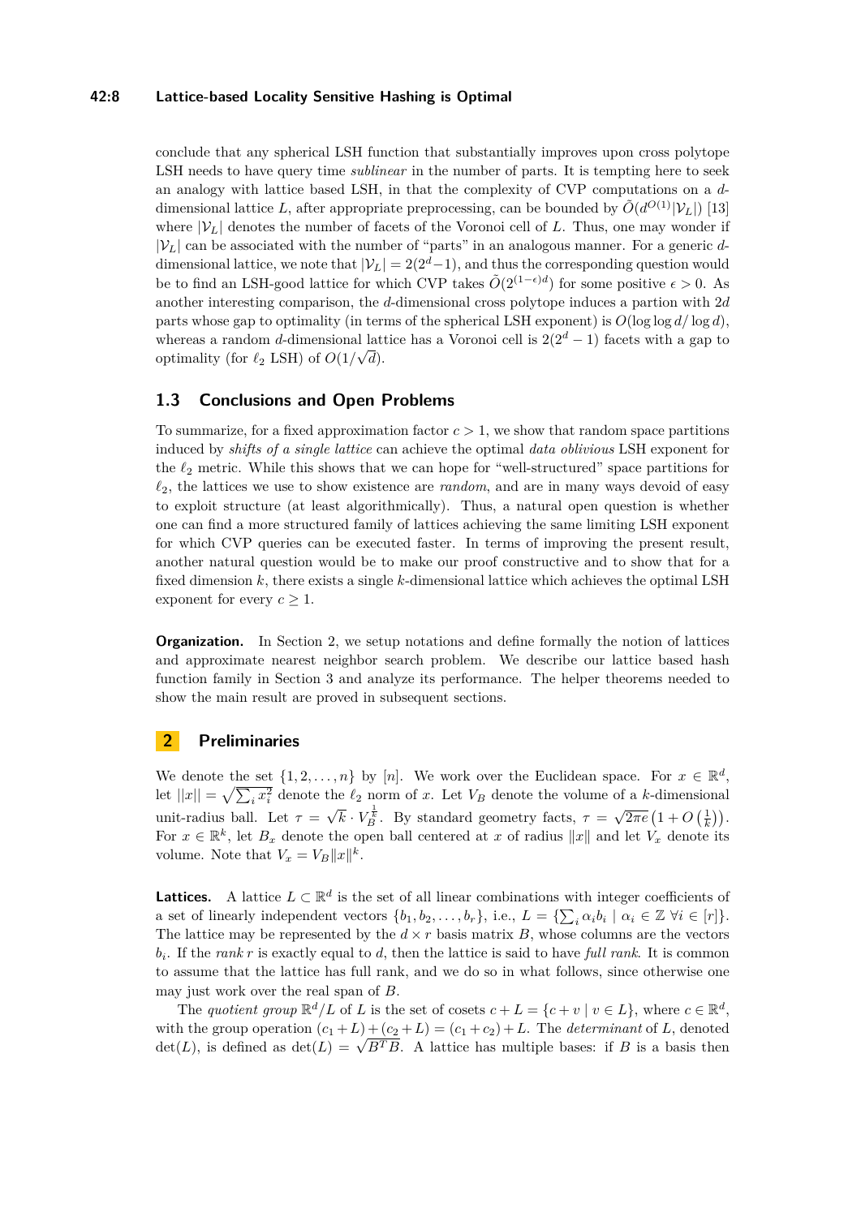conclude that any spherical LSH function that substantially improves upon cross polytope LSH needs to have query time *sublinear* in the number of parts. It is tempting here to seek an analogy with lattice based LSH, in that the complexity of CVP computations on a $d$-dimensional lattice $L$, after appropriate preprocessing, can be bounded by $\tilde{O}(d^{O(1)}|\mathcal{V}_L|)$ [13] where $|\mathcal{V}_L|$ denotes the number of facets of the Voronoi cell of $L$. Thus, one may wonder if $|\mathcal{V}_L|$ can be associated with the number of "parts" in an analogous manner. For a generic $d$-dimensional lattice, we note that $|\mathcal{V}_L| = 2(2^d - 1)$, and thus the corresponding question would be to find an LSH-good lattice for which CVP takes $\tilde{O}(2^{(1-\epsilon)d})$ for some positive $\epsilon > 0$. As another interesting comparison, the $d$-dimensional cross polytope induces a partion with $2d$ parts whose gap to optimality (in terms of the spherical LSH exponent) is $O(\log\log d / \log d)$, whereas a random $d$-dimensional lattice has a Voronoi cell is $2(2^d - 1)$ facets with a gap to optimality (for $\ell_2$ LSH) of $O(1/\sqrt{d})$.

## 1.3 Conclusions and Open Problems

To summarize, for a fixed approximation factor $c > 1$, we show that random space partitions induced by *shifts of a single lattice* can achieve the optimal *data oblivious* LSH exponent for the $\ell_2$ metric. While this shows that we can hope for "well-structured" space partitions for $\ell_2$, the lattices we use to show existence are *random*, and are in many ways devoid of easy to exploit structure (at least algorithmically). Thus, a natural open question is whether one can find a more structured family of lattices achieving the same limiting LSH exponent for which CVP queries can be executed faster. In terms of improving the present result, another natural question would be to make our proof constructive and to show that for a fixed dimension $k$, there exists a single $k$-dimensional lattice which achieves the optimal LSH exponent for every $c \geq 1$.

**Organization.** In Section 2, we setup notations and define formally the notion of lattices and approximate nearest neighbor search problem. We describe our lattice based hash function family in Section 3 and analyze its performance. The helper theorems needed to show the main result are proved in subsequent sections.

# 2 Preliminaries

We denote the set $\{1, 2, \ldots, n\}$ by $[n]$. We work over the Euclidean space. For $x \in \mathbb{R}^d$, let $||x|| = \sqrt{\sum_i x_i^2}$ denote the $\ell_2$ norm of $x$. Let $V_B$ denote the volume of a $k$-dimensional unit-radius ball. Let $\tau = \sqrt{k} \cdot V_B^{\frac{1}{k}}$. By standard geometry facts, $\tau = \sqrt{2\pi e}\left(1 + O\left(\frac{1}{k}\right)\right)$. For $x \in \mathbb{R}^k$, let $B_x$ denote the open ball centered at $x$ of radius $\|x\|$ and let $V_x$ denote its volume. Note that $V_x = V_B \|x\|^k$.

**Lattices.** A lattice $L \subset \mathbb{R}^d$ is the set of all linear combinations with integer coefficients of a set of linearly independent vectors $\{b_1, b_2, \ldots, b_r\}$, i.e., $L = \{\sum_i \alpha_i b_i \mid \alpha_i \in \mathbb{Z}\ \forall i \in [r]\}$. The lattice may be represented by the $d \times r$ basis matrix $B$, whose columns are the vectors $b_i$. If the *rank* $r$ is exactly equal to $d$, then the lattice is said to have *full rank*. It is common to assume that the lattice has full rank, and we do so in what follows, since otherwise one may just work over the real span of $B$.

The *quotient group* $\mathbb{R}^d/L$ of $L$ is the set of cosets $c + L = \{c + v \mid v \in L\}$, where $c \in \mathbb{R}^d$, with the group operation $(c_1 + L) + (c_2 + L) = (c_1 + c_2) + L$. The *determinant* of $L$, denoted $\det(L)$, is defined as $\det(L) = \sqrt{B^T B}$. A lattice has multiple bases: if $B$ is a basis then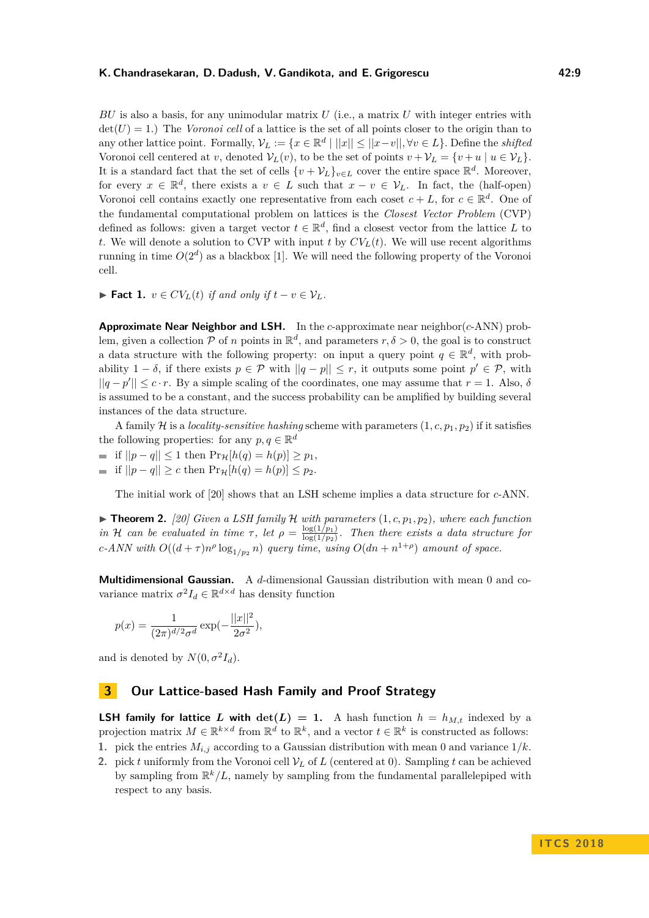$BU$ is also a basis, for any unimodular matrix $U$ (i.e., a matrix $U$ with integer entries with $\det(U) = 1$.) The *Voronoi cell* of a lattice is the set of all points closer to the origin than to any other lattice point. Formally, $\mathcal{V}_L := \{x \in \mathbb{R}^d \mid ||x|| \leq ||x - v||, \forall v \in L\}$. Define the *shifted* Voronoi cell centered at $v$, denoted $\mathcal{V}_L(v)$, to be the set of points $v + \mathcal{V}_L = \{v + u \mid u \in \mathcal{V}_L\}$. It is a standard fact that the set of cells $\{v + \mathcal{V}_L\}_{v \in L}$ cover the entire space $\mathbb{R}^d$. Moreover, for every $x \in \mathbb{R}^d$, there exists a $v \in L$ such that $x - v \in \mathcal{V}_L$. In fact, the (half-open) Voronoi cell contains exactly one representative from each coset $c + L$, for $c \in \mathbb{R}^d$. One of the fundamental computational problem on lattices is the *Closest Vector Problem* (CVP) defined as follows: given a target vector $t \in \mathbb{R}^d$, find a closest vector from the lattice $L$ to $t$. We will denote a solution to CVP with input $t$ by $CV_L(t)$. We will use recent algorithms running in time $O(2^d)$ as a blackbox [1]. We will need the following property of the Voronoi cell.

▶ **Fact 1.** *$v \in CV_L(t)$ if and only if $t - v \in \mathcal{V}_L$.*

**Approximate Near Neighbor and LSH.** In the $c$-approximate near neighbor($c$-ANN) problem, given a collection $\mathcal{P}$ of $n$ points in $\mathbb{R}^d$, and parameters $r, \delta > 0$, the goal is to construct a data structure with the following property: on input a query point $q \in \mathbb{R}^d$, with probability $1 - \delta$, if there exists $p \in \mathcal{P}$ with $||q - p|| \leq r$, it outputs some point $p' \in \mathcal{P}$, with $||q - p'|| \leq c \cdot r$. By a simple scaling of the coordinates, one may assume that $r = 1$. Also, $\delta$ is assumed to be a constant, and the success probability can be amplified by building several instances of the data structure.

A family $\mathcal{H}$ is a *locality-sensitive hashing* scheme with parameters $(1, c, p_1, p_2)$ if it satisfies the following properties: for any $p, q \in \mathbb{R}^d$

- if $||p - q|| \leq 1$ then $\Pr_{\mathcal{H}}[h(q) = h(p)] \geq p_1$,
- if $||p - q|| \geq c$ then $\Pr_{\mathcal{H}}[h(q) = h(p)] \leq p_2$.

The initial work of [20] shows that an LSH scheme implies a data structure for $c$-ANN.

▶ **Theorem 2.** *[20] Given a LSH family $\mathcal{H}$ with parameters $(1, c, p_1, p_2)$, where each function in $\mathcal{H}$ can be evaluated in time $\tau$, let $\rho = \frac{\log(1/p_1)}{\log(1/p_2)}$. Then there exists a data structure for $c$-ANN with $O((d + \tau)n^\rho \log_{1/p_2} n)$ query time, using $O(dn + n^{1+\rho})$ amount of space.*

**Multidimensional Gaussian.** A $d$-dimensional Gaussian distribution with mean 0 and covariance matrix $\sigma^2 I_d \in \mathbb{R}^{d \times d}$ has density function

$$p(x) = \frac{1}{(2\pi)^{d/2}\sigma^d} \exp\left(-\frac{||x||^2}{2\sigma^2}\right),$$

and is denoted by $N(0, \sigma^2 I_d)$.

## 3 Our Lattice-based Hash Family and Proof Strategy

**LSH family for lattice $L$ with $\det(L) = 1$.** A hash function $h = h_{M,t}$ indexed by a projection matrix $M \in \mathbb{R}^{k \times d}$ from $\mathbb{R}^d$ to $\mathbb{R}^k$, and a vector $t \in \mathbb{R}^k$ is constructed as follows:

1. pick the entries $M_{i,j}$ according to a Gaussian distribution with mean 0 and variance $1/k$.
2. pick $t$ uniformly from the Voronoi cell $\mathcal{V}_L$ of $L$ (centered at 0). Sampling $t$ can be achieved by sampling from $\mathbb{R}^k/L$, namely by sampling from the fundamental parallelepiped with respect to any basis.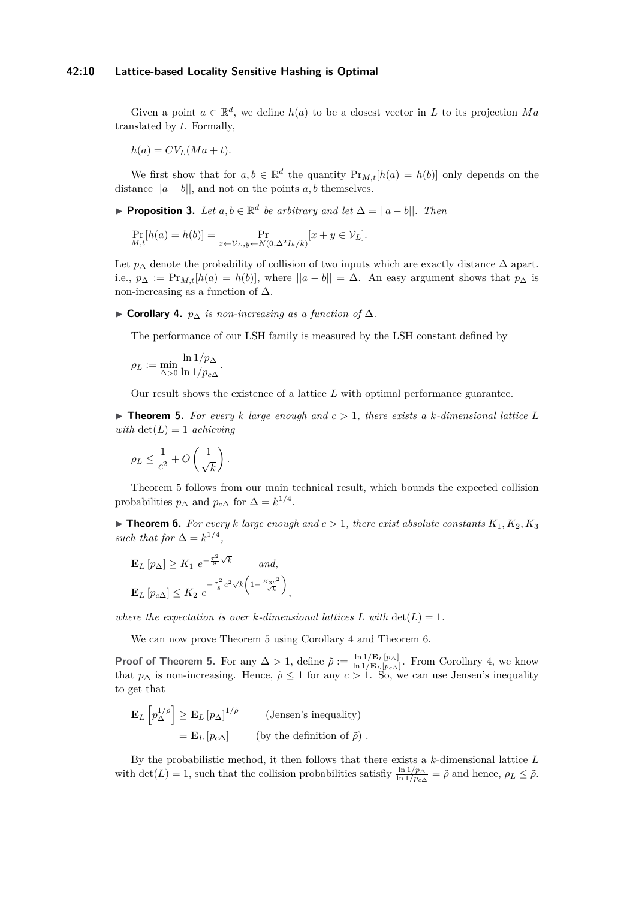Given a point $a \in \mathbb{R}^d$, we define $h(a)$ to be a closest vector in $L$ to its projection $Ma$ translated by $t$. Formally,

$$h(a) = CV_L(Ma + t).$$

We first show that for $a, b \in \mathbb{R}^d$ the quantity $\Pr_{M,t}[h(a) = h(b)]$ only depends on the distance $||a - b||$, and not on the points $a, b$ themselves.

▶ **Proposition 3.** *Let $a, b \in \mathbb{R}^d$ be arbitrary and let $\Delta = ||a - b||$. Then*

$$\Pr_{M,t}[h(a) = h(b)] = \Pr_{x \leftarrow \mathcal{V}_L, y \leftarrow N(0, \Delta^2 I_k/k)}[x + y \in \mathcal{V}_L].$$

Let $p_\Delta$ denote the probability of collision of two inputs which are exactly distance $\Delta$ apart. i.e., $p_\Delta := \Pr_{M,t}[h(a) = h(b)]$, where $||a - b|| = \Delta$. An easy argument shows that $p_\Delta$ is non-increasing as a function of $\Delta$.

▶ **Corollary 4.** *$p_\Delta$ is non-increasing as a function of $\Delta$.*

The performance of our LSH family is measured by the LSH constant defined by

$$\rho_L := \min_{\Delta > 0} \frac{\ln 1/p_\Delta}{\ln 1/p_{c\Delta}}.$$

Our result shows the existence of a lattice $L$ with optimal performance guarantee.

▶ **Theorem 5.** *For every $k$ large enough and $c > 1$, there exists a $k$-dimensional lattice $L$ with $\det(L) = 1$ achieving*

$$\rho_L \leq \frac{1}{c^2} + O\left(\frac{1}{\sqrt{k}}\right).$$

Theorem 5 follows from our main technical result, which bounds the expected collision probabilities $p_\Delta$ and $p_{c\Delta}$ for $\Delta = k^{1/4}$.

▶ **Theorem 6.** *For every $k$ large enough and $c > 1$, there exist absolute constants $K_1, K_2, K_3$ such that for $\Delta = k^{1/4}$,*

$$\mathbf{E}_L\left[p_\Delta\right] \geq K_1\ e^{-\frac{\tau^2}{8}\sqrt{k}} \qquad \textit{and,}$$

$$\mathbf{E}_L\left[p_{c\Delta}\right] \leq K_2\ e^{-\frac{\tau^2}{8}c^2\sqrt{k}\left(1 - \frac{K_3 c^2}{\sqrt{k}}\right)},$$

*where the expectation is over $k$-dimensional lattices $L$ with $\det(L) = 1$.*

We can now prove Theorem 5 using Corollary 4 and Theorem 6.

**Proof of Theorem 5.** For any $\Delta > 1$, define $\tilde{\rho} := \frac{\ln 1/\mathbf{E}_L[p_\Delta]}{\ln 1/\mathbf{E}_L[p_{c\Delta}]}$. From Corollary 4, we know that $p_\Delta$ is non-increasing. Hence, $\tilde{\rho} \leq 1$ for any $c > 1$. So, we can use Jensen's inequality to get that

$$\begin{aligned}
\mathbf{E}_L\left[p_\Delta^{1/\tilde{\rho}}\right] &\geq \mathbf{E}_L\left[p_\Delta\right]^{1/\tilde{\rho}} \qquad \text{(Jensen's inequality)} \\
&= \mathbf{E}_L\left[p_{c\Delta}\right] \qquad \text{(by the definition of } \tilde{\rho}) .
\end{aligned}$$

By the probabilistic method, it then follows that there exists a $k$-dimensional lattice $L$ with $\det(L) = 1$, such that the collision probabilities satisfiy $\frac{\ln 1/p_\Delta}{\ln 1/p_{c\Delta}} = \tilde{\rho}$ and hence, $\rho_L \leq \tilde{\rho}$.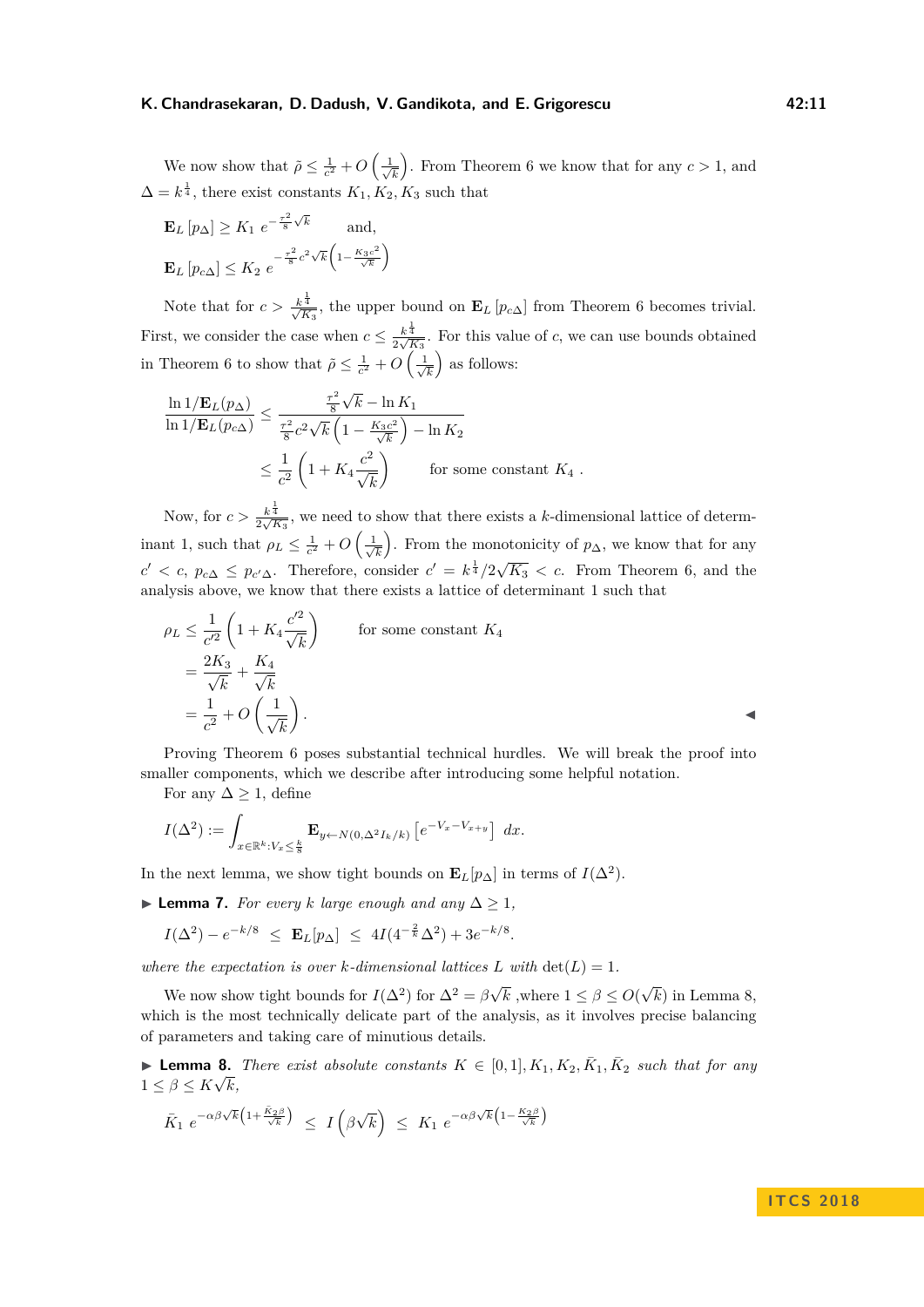We now show that $\tilde{\rho} \leq \frac{1}{c^2} + O\left(\frac{1}{\sqrt{k}}\right)$. From Theorem 6 we know that for any $c > 1$, and $\Delta = k^{\frac{1}{4}}$, there exist constants $K_1, K_2, K_3$ such that

$$\mathbf{E}_L\left[p_\Delta\right] \geq K_1 \ e^{-\frac{\tau^2}{8}\sqrt{k}} \qquad \text{and,}$$

$$\mathbf{E}_L\left[p_{c\Delta}\right] \leq K_2 \ e^{-\frac{\tau^2}{8}c^2\sqrt{k}\left(1-\frac{K_3 c^2}{\sqrt{k}}\right)}$$

Note that for $c > \frac{k^{\frac{1}{4}}}{\sqrt{K_3}}$, the upper bound on $\mathbf{E}_L\left[p_{c\Delta}\right]$ from Theorem 6 becomes trivial. First, we consider the case when $c \leq \frac{k^{\frac{1}{4}}}{2\sqrt{K_3}}$. For this value of $c$, we can use bounds obtained in Theorem 6 to show that $\tilde{\rho} \leq \frac{1}{c^2} + O\left(\frac{1}{\sqrt{k}}\right)$ as follows:

$$\begin{aligned}
\frac{\ln 1/\mathbf{E}_L(p_\Delta)}{\ln 1/\mathbf{E}_L(p_{c\Delta})} &\leq \frac{\frac{\tau^2}{8}\sqrt{k} - \ln K_1}{\frac{\tau^2}{8}c^2\sqrt{k}\left(1-\frac{K_3 c^2}{\sqrt{k}}\right) - \ln K_2} \\
&\leq \frac{1}{c^2}\left(1 + K_4\frac{c^2}{\sqrt{k}}\right) \qquad \text{for some constant } K_4 \ .
\end{aligned}$$

Now, for $c > \frac{k^{\frac{1}{4}}}{2\sqrt{K_3}}$, we need to show that there exists a $k$-dimensional lattice of determinant 1, such that $\rho_L \leq \frac{1}{c^2} + O\left(\frac{1}{\sqrt{k}}\right)$. From the monotonicity of $p_\Delta$, we know that for any $c' < c$, $p_{c\Delta} \leq p_{c'\Delta}$. Therefore, consider $c' = k^{\frac{1}{4}}/2\sqrt{K_3} < c$. From Theorem 6, and the analysis above, we know that there exists a lattice of determinant 1 such that

$$\begin{aligned}
\rho_L &\leq \frac{1}{c'^2}\left(1 + K_4\frac{c'^2}{\sqrt{k}}\right) \qquad \text{for some constant } K_4 \\
&= \frac{2K_3}{\sqrt{k}} + \frac{K_4}{\sqrt{k}} \\
&= \frac{1}{c^2} + O\left(\frac{1}{\sqrt{k}}\right).
\end{aligned}$$

◀

Proving Theorem 6 poses substantial technical hurdles. We will break the proof into smaller components, which we describe after introducing some helpful notation.

For any $\Delta \geq 1$, define

$$I(\Delta^2) := \int_{x \in \mathbb{R}^k : V_x \leq \frac{k}{8}} \mathbf{E}_{y \leftarrow N(0, \Delta^2 I_k/k)}\left[e^{-V_x - V_{x+y}}\right] \, dx.$$

In the next lemma, we show tight bounds on $\mathbf{E}_L[p_\Delta]$ in terms of $I(\Delta^2)$.

▶ **Lemma 7.** *For every $k$ large enough and any $\Delta \geq 1$,*

$$I(\Delta^2) - e^{-k/8} \ \leq \ \mathbf{E}_L[p_\Delta] \ \leq \ 4I(4^{-\frac{2}{k}}\Delta^2) + 3e^{-k/8}.$$

*where the expectation is over $k$-dimensional lattices $L$ with $\det(L) = 1$.*

We now show tight bounds for $I(\Delta^2)$ for $\Delta^2 = \beta\sqrt{k}$ ,where $1 \leq \beta \leq O(\sqrt{k})$ in Lemma 8, which is the most technically delicate part of the analysis, as it involves precise balancing of parameters and taking care of minutious details.

▶ **Lemma 8.** *There exist absolute constants $K \in [0,1], K_1, K_2, \bar{K}_1, \bar{K}_2$ such that for any $1 \leq \beta \leq K\sqrt{k}$,*

$$\bar{K}_1 \ e^{-\alpha\beta\sqrt{k}\left(1+\frac{\bar{K}_2\beta}{\sqrt{k}}\right)} \ \leq \ I\left(\beta\sqrt{k}\right) \ \leq \ K_1 \ e^{-\alpha\beta\sqrt{k}\left(1-\frac{K_2\beta}{\sqrt{k}}\right)}$$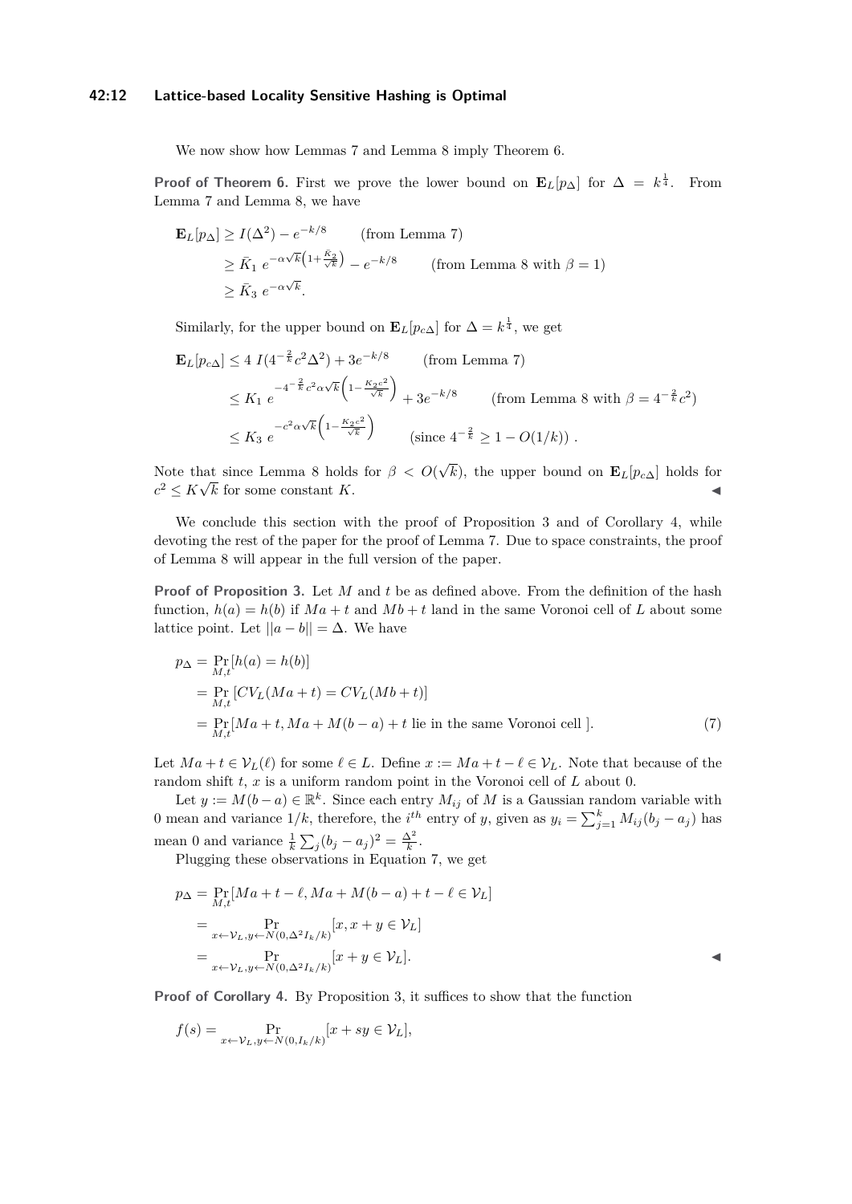We now show how Lemmas 7 and Lemma 8 imply Theorem 6.

**Proof of Theorem 6.** First we prove the lower bound on $\mathbf{E}_L[p_\Delta]$ for $\Delta = k^{\frac{1}{4}}$. From Lemma 7 and Lemma 8, we have

$$\begin{aligned}
\mathbf{E}_L[p_\Delta] &\geq I(\Delta^2) - e^{-k/8} \qquad \text{(from Lemma 7)} \\
&\geq \bar{K}_1 \; e^{-\alpha\sqrt{k}\left(1+\frac{\bar{K}_2}{\sqrt{k}}\right)} - e^{-k/8} \qquad \text{(from Lemma 8 with } \beta = 1\text{)} \\
&\geq \bar{K}_3 \; e^{-\alpha\sqrt{k}}.
\end{aligned}$$

Similarly, for the upper bound on $\mathbf{E}_L[p_{c\Delta}]$ for $\Delta = k^{\frac{1}{4}}$, we get

$$\begin{aligned}
\mathbf{E}_L[p_{c\Delta}] &\leq 4\; I(4^{-\frac{2}{k}}c^2\Delta^2) + 3e^{-k/8} \qquad \text{(from Lemma 7)} \\
&\leq K_1 \; e^{-4^{-\frac{2}{k}}c^2\alpha\sqrt{k}\left(1-\frac{K_2 c^2}{\sqrt{k}}\right)} + 3e^{-k/8} \qquad \text{(from Lemma 8 with } \beta = 4^{-\frac{2}{k}}c^2\text{)} \\
&\leq K_3 \; e^{-c^2\alpha\sqrt{k}\left(1-\frac{K_2 c^2}{\sqrt{k}}\right)} \qquad \text{(since } 4^{-\frac{2}{k}} \geq 1 - O(1/k)\text{)}\;.
\end{aligned}$$

Note that since Lemma 8 holds for $\beta < O(\sqrt{k})$, the upper bound on $\mathbf{E}_L[p_{c\Delta}]$ holds for $c^2 \leq K\sqrt{k}$ for some constant $K$. ◀

We conclude this section with the proof of Proposition 3 and of Corollary 4, while devoting the rest of the paper for the proof of Lemma 7. Due to space constraints, the proof of Lemma 8 will appear in the full version of the paper.

**Proof of Proposition 3.** Let $M$ and $t$ be as defined above. From the definition of the hash function, $h(a) = h(b)$ if $Ma + t$ and $Mb + t$ land in the same Voronoi cell of $L$ about some lattice point. Let $||a - b|| = \Delta$. We have

$$\begin{aligned}
p_\Delta &= \Pr_{M,t}[h(a) = h(b)] \\
&= \Pr_{M,t}\left[CV_L(Ma+t) = CV_L(Mb+t)\right] \\
&= \Pr_{M,t}[Ma+t, Ma+M(b-a)+t \text{ lie in the same Voronoi cell }]. \qquad (7)
\end{aligned}$$

Let $Ma + t \in \mathcal{V}_L(\ell)$ for some $\ell \in L$. Define $x := Ma + t - \ell \in \mathcal{V}_L$. Note that because of the random shift $t$, $x$ is a uniform random point in the Voronoi cell of $L$ about 0.

Let $y := M(b-a) \in \mathbb{R}^k$. Since each entry $M_{ij}$ of $M$ is a Gaussian random variable with 0 mean and variance $1/k$, therefore, the $i^{th}$ entry of $y$, given as $y_i = \sum_{j=1}^k M_{ij}(b_j - a_j)$ has mean 0 and variance $\frac{1}{k}\sum_j (b_j - a_j)^2 = \frac{\Delta^2}{k}$.

Plugging these observations in Equation 7, we get

$$\begin{aligned}
p_\Delta &= \Pr_{M,t}[Ma+t-\ell, Ma+M(b-a)+t-\ell \in \mathcal{V}_L] \\
&= \Pr_{x\leftarrow\mathcal{V}_L, y\leftarrow N(0,\Delta^2 I_k/k)}[x, x+y \in \mathcal{V}_L] \\
&= \Pr_{x\leftarrow\mathcal{V}_L, y\leftarrow N(0,\Delta^2 I_k/k)}[x+y \in \mathcal{V}_L].
\end{aligned}$$
◀

**Proof of Corollary 4.** By Proposition 3, it suffices to show that the function

$$f(s) = \Pr_{x\leftarrow\mathcal{V}_L, y\leftarrow N(0,I_k/k)}[x+sy \in \mathcal{V}_L],$$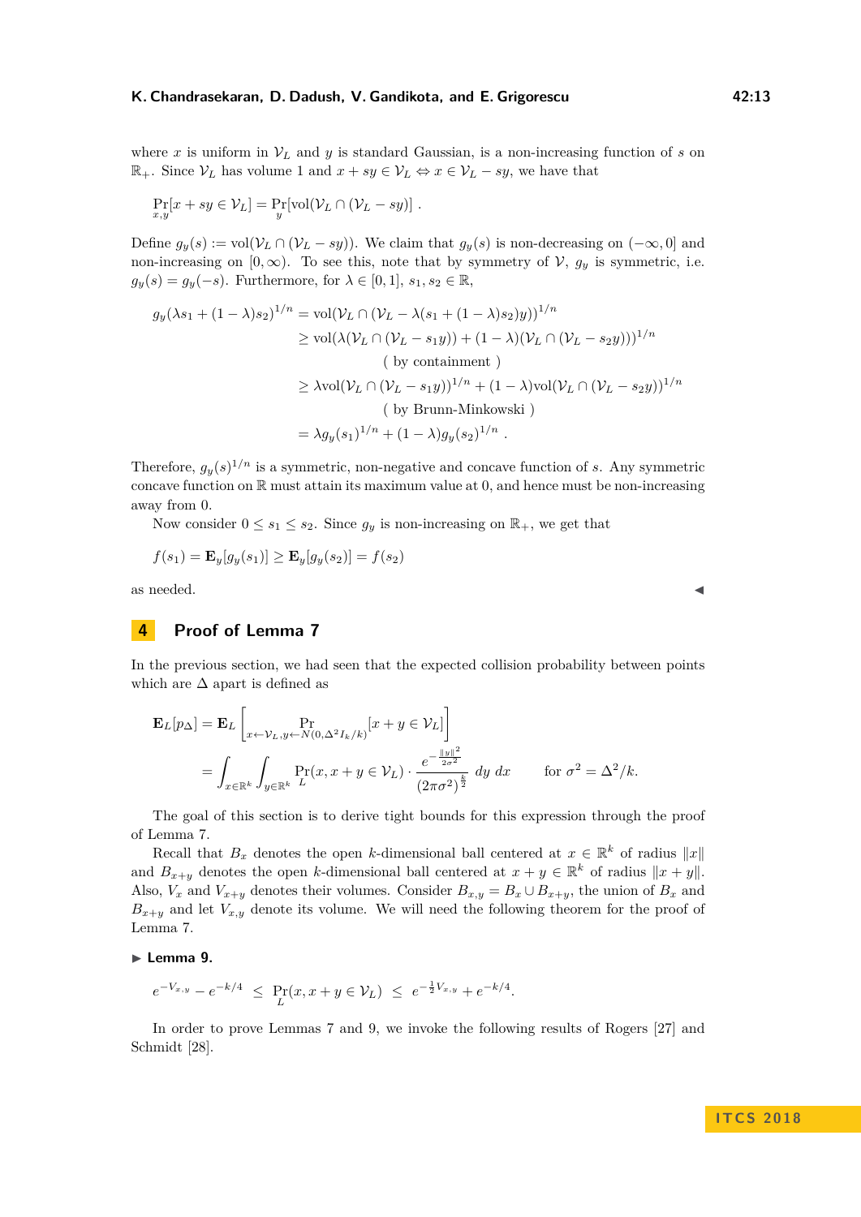where $x$ is uniform in $\mathcal{V}_L$ and $y$ is standard Gaussian, is a non-increasing function of $s$ on $\mathbb{R}_+$. Since $\mathcal{V}_L$ has volume 1 and $x + sy \in \mathcal{V}_L \Leftrightarrow x \in \mathcal{V}_L - sy$, we have that

$$\Pr_{x,y}[x + sy \in \mathcal{V}_L] = \Pr_y[\mathrm{vol}(\mathcal{V}_L \cap (\mathcal{V}_L - sy)] \ .$$

Define $g_y(s) := \mathrm{vol}(\mathcal{V}_L \cap (\mathcal{V}_L - sy))$. We claim that $g_y(s)$ is non-decreasing on $(-\infty, 0]$ and non-increasing on $[0, \infty)$. To see this, note that by symmetry of $\mathcal{V}$, $g_y$ is symmetric, i.e. $g_y(s) = g_y(-s)$. Furthermore, for $\lambda \in [0,1]$, $s_1, s_2 \in \mathbb{R}$,

$$\begin{aligned}
g_y(\lambda s_1 + (1-\lambda)s_2)^{1/n} &= \mathrm{vol}(\mathcal{V}_L \cap (\mathcal{V}_L - \lambda(s_1 + (1-\lambda)s_2)y))^{1/n} \\
&\geq \mathrm{vol}(\lambda(\mathcal{V}_L \cap (\mathcal{V}_L - s_1 y)) + (1-\lambda)(\mathcal{V}_L \cap (\mathcal{V}_L - s_2 y)))^{1/n} \\
&\qquad\text{( by containment )} \\
&\geq \lambda \mathrm{vol}(\mathcal{V}_L \cap (\mathcal{V}_L - s_1 y))^{1/n} + (1-\lambda)\mathrm{vol}(\mathcal{V}_L \cap (\mathcal{V}_L - s_2 y))^{1/n} \\
&\qquad\text{( by Brunn-Minkowski )} \\
&= \lambda g_y(s_1)^{1/n} + (1-\lambda) g_y(s_2)^{1/n} \ .
\end{aligned}$$

Therefore, $g_y(s)^{1/n}$ is a symmetric, non-negative and concave function of $s$. Any symmetric concave function on $\mathbb{R}$ must attain its maximum value at 0, and hence must be non-increasing away from 0.

Now consider $0 \leq s_1 \leq s_2$. Since $g_y$ is non-increasing on $\mathbb{R}_+$, we get that

$$f(s_1) = \mathbf{E}_y[g_y(s_1)] \geq \mathbf{E}_y[g_y(s_2)] = f(s_2)$$

as needed. ◂

## 4 Proof of Lemma 7

In the previous section, we had seen that the expected collision probability between points which are $\Delta$ apart is defined as

$$\begin{aligned}
\mathbf{E}_L[p_\Delta] &= \mathbf{E}_L\left[\Pr_{x \leftarrow \mathcal{V}_L, y \leftarrow N(0, \Delta^2 I_k/k)}[x + y \in \mathcal{V}_L]\right] \\
&= \int_{x \in \mathbb{R}^k} \int_{y \in \mathbb{R}^k} \Pr_L(x, x+y \in \mathcal{V}_L) \cdot \frac{e^{-\frac{\|y\|^2}{2\sigma^2}}}{(2\pi\sigma^2)^{\frac{k}{2}}} \ dy \ dx \qquad \text{for } \sigma^2 = \Delta^2/k.
\end{aligned}$$

The goal of this section is to derive tight bounds for this expression through the proof of Lemma 7.

Recall that $B_x$ denotes the open $k$-dimensional ball centered at $x \in \mathbb{R}^k$ of radius $\|x\|$ and $B_{x+y}$ denotes the open $k$-dimensional ball centered at $x + y \in \mathbb{R}^k$ of radius $\|x + y\|$. Also, $V_x$ and $V_{x+y}$ denotes their volumes. Consider $B_{x,y} = B_x \cup B_{x+y}$, the union of $B_x$ and $B_{x+y}$ and let $V_{x,y}$ denote its volume. We will need the following theorem for the proof of Lemma 7.

▶ **Lemma 9.**

$$e^{-V_{x,y}} - e^{-k/4} \ \leq \ \Pr_L(x, x+y \in \mathcal{V}_L) \ \leq \ e^{-\frac{1}{2}V_{x,y}} + e^{-k/4}.$$

In order to prove Lemmas 7 and 9, we invoke the following results of Rogers [27] and Schmidt [28].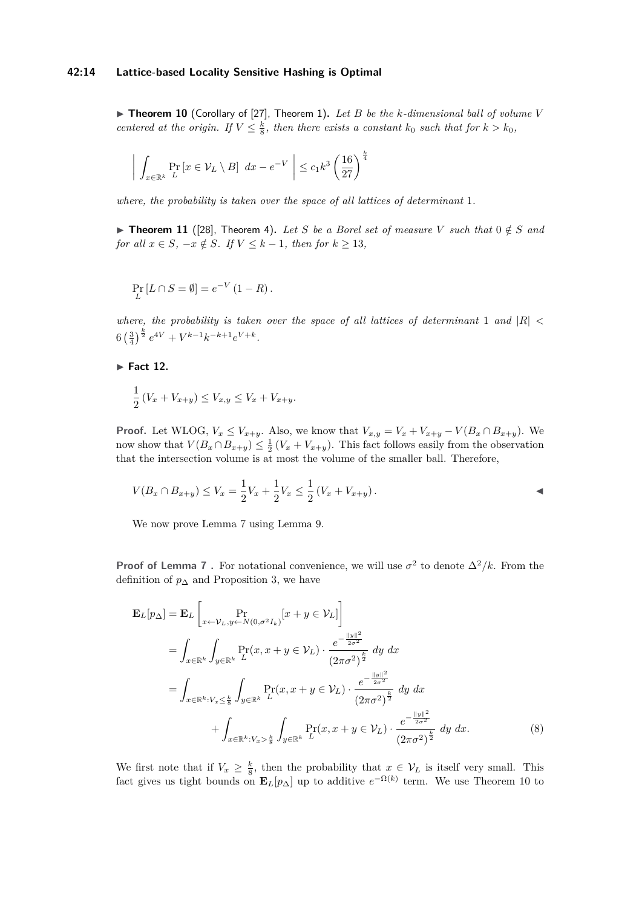▶ **Theorem 10** (Corollary of [27], Theorem 1)**.** *Let $B$ be the $k$-dimensional ball of volume $V$ centered at the origin. If $V \leq \frac{k}{8}$, then there exists a constant $k_0$ such that for $k > k_0$,*

$$\left| \int_{x \in \mathbb{R}^k} \Pr_L [x \in \mathcal{V}_L \setminus B] \ dx - e^{-V} \right| \leq c_1 k^3 \left(\frac{16}{27}\right)^{\frac{k}{4}}$$

*where, the probability is taken over the space of all lattices of determinant 1.*

▶ **Theorem 11** ([28], Theorem 4)**.** *Let $S$ be a Borel set of measure $V$ such that $0 \notin S$ and for all $x \in S$, $-x \notin S$. If $V \leq k-1$, then for $k \geq 13$,*

$$\Pr_L [L \cap S = \emptyset] = e^{-V} (1 - R).$$

*where, the probability is taken over the space of all lattices of determinant 1 and $|R| < 6\left(\frac{3}{4}\right)^{\frac{k}{2}} e^{4V} + V^{k-1} k^{-k+1} e^{V+k}$.*

▶ **Fact 12.**

$$\frac{1}{2}(V_x + V_{x+y}) \leq V_{x,y} \leq V_x + V_{x+y}.$$

**Proof.** Let WLOG, $V_x \leq V_{x+y}$. Also, we know that $V_{x,y} = V_x + V_{x+y} - V(B_x \cap B_{x+y})$. We now show that $V(B_x \cap B_{x+y}) \leq \frac{1}{2}(V_x + V_{x+y})$. This fact follows easily from the observation that the intersection volume is at most the volume of the smaller ball. Therefore,

$$V(B_x \cap B_{x+y}) \leq V_x = \frac{1}{2} V_x + \frac{1}{2} V_x \leq \frac{1}{2}(V_x + V_{x+y}). \qquad \blacktriangleleft$$

We now prove Lemma 7 using Lemma 9.

**Proof of Lemma 7 .** For notational convenience, we will use $\sigma^2$ to denote $\Delta^2/k$. From the definition of $p_\Delta$ and Proposition 3, we have

$$\begin{aligned}
\mathbf{E}_L[p_\Delta] &= \mathbf{E}_L \left[ \Pr_{x \leftarrow \mathcal{V}_L, y \leftarrow N(0, \sigma^2 I_k)} [x + y \in \mathcal{V}_L] \right] \\
&= \int_{x \in \mathbb{R}^k} \int_{y \in \mathbb{R}^k} \Pr_L(x, x+y \in \mathcal{V}_L) \cdot \frac{e^{-\frac{\|y\|^2}{2\sigma^2}}}{(2\pi\sigma^2)^{\frac{k}{2}}} \ dy \ dx \\
&= \int_{x \in \mathbb{R}^k : V_x \leq \frac{k}{8}} \int_{y \in \mathbb{R}^k} \Pr_L(x, x+y \in \mathcal{V}_L) \cdot \frac{e^{-\frac{\|y\|^2}{2\sigma^2}}}{(2\pi\sigma^2)^{\frac{k}{2}}} \ dy \ dx \\
&\qquad + \int_{x \in \mathbb{R}^k : V_x > \frac{k}{8}} \int_{y \in \mathbb{R}^k} \Pr_L(x, x+y \in \mathcal{V}_L) \cdot \frac{e^{-\frac{\|y\|^2}{2\sigma^2}}}{(2\pi\sigma^2)^{\frac{k}{2}}} \ dy \ dx. \qquad (8)
\end{aligned}$$

We first note that if $V_x \geq \frac{k}{8}$, then the probability that $x \in \mathcal{V}_L$ is itself very small. This fact gives us tight bounds on $\mathbf{E}_L[p_\Delta]$ up to additive $e^{-\Omega(k)}$ term. We use Theorem 10 to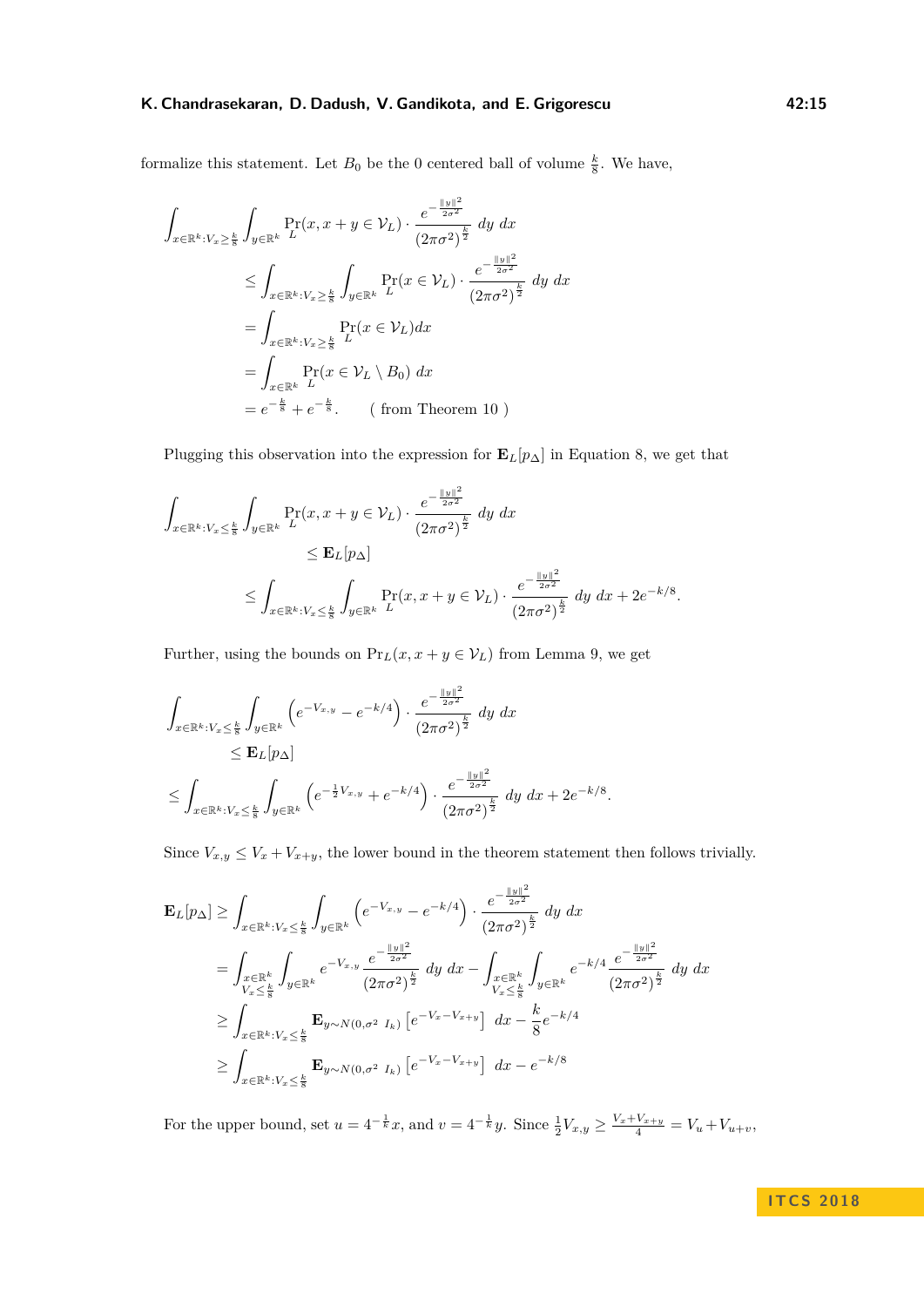formalize this statement. Let $B_0$ be the 0 centered ball of volume $\frac{k}{8}$. We have,

$$
\begin{aligned}
\int_{x\in\mathbb{R}^k:V_x\geq\frac{k}{8}} \int_{y\in\mathbb{R}^k} \Pr_L(x, x+y \in \mathcal{V}_L)\cdot \frac{e^{-\frac{\|y\|^2}{2\sigma^2}}}{(2\pi\sigma^2)^{\frac{k}{2}}}\, dy\, dx \\
&\leq \int_{x\in\mathbb{R}^k:V_x\geq\frac{k}{8}} \int_{y\in\mathbb{R}^k} \Pr_L(x \in \mathcal{V}_L)\cdot \frac{e^{-\frac{\|y\|^2}{2\sigma^2}}}{(2\pi\sigma^2)^{\frac{k}{2}}}\, dy\, dx \\
&= \int_{x\in\mathbb{R}^k:V_x\geq\frac{k}{8}} \Pr_L(x\in\mathcal{V}_L) dx \\
&= \int_{x\in\mathbb{R}^k} \Pr_L(x\in\mathcal{V}_L\setminus B_0)\, dx \\
&= e^{-\frac{k}{8}} + e^{-\frac{k}{8}}. \qquad (\text{ from Theorem 10 })
\end{aligned}
$$

Plugging this observation into the expression for $\mathbf{E}_L[p_\Delta]$ in Equation 8, we get that

$$
\begin{aligned}
\int_{x\in\mathbb{R}^k:V_x\leq\frac{k}{8}} \int_{y\in\mathbb{R}^k} \Pr_L(x, x+y \in \mathcal{V}_L)\cdot \frac{e^{-\frac{\|y\|^2}{2\sigma^2}}}{(2\pi\sigma^2)^{\frac{k}{2}}}\, dy\, dx \\
\leq \mathbf{E}_L[p_\Delta] \\
\leq \int_{x\in\mathbb{R}^k:V_x\leq\frac{k}{8}} \int_{y\in\mathbb{R}^k} \Pr_L(x, x+y \in \mathcal{V}_L)\cdot \frac{e^{-\frac{\|y\|^2}{2\sigma^2}}}{(2\pi\sigma^2)^{\frac{k}{2}}}\, dy\, dx + 2e^{-k/8}.
\end{aligned}
$$

Further, using the bounds on $\Pr_L(x, x+y\in\mathcal{V}_L)$ from Lemma 9, we get

$$
\begin{aligned}
\int_{x\in\mathbb{R}^k:V_x\leq\frac{k}{8}} \int_{y\in\mathbb{R}^k} \left(e^{-V_{x,y}} - e^{-k/4}\right)\cdot \frac{e^{-\frac{\|y\|^2}{2\sigma^2}}}{(2\pi\sigma^2)^{\frac{k}{2}}}\, dy\, dx \\
\leq \mathbf{E}_L[p_\Delta] \\
\leq \int_{x\in\mathbb{R}^k:V_x\leq\frac{k}{8}} \int_{y\in\mathbb{R}^k} \left(e^{-\frac{1}{2}V_{x,y}} + e^{-k/4}\right)\cdot \frac{e^{-\frac{\|y\|^2}{2\sigma^2}}}{(2\pi\sigma^2)^{\frac{k}{2}}}\, dy\, dx + 2e^{-k/8}.
\end{aligned}
$$

Since $V_{x,y}\leq V_x + V_{x+y}$, the lower bound in the theorem statement then follows trivially.

$$
\begin{aligned}
\mathbf{E}_L[p_\Delta] &\geq \int_{x\in\mathbb{R}^k:V_x\leq\frac{k}{8}} \int_{y\in\mathbb{R}^k} \left(e^{-V_{x,y}} - e^{-k/4}\right)\cdot \frac{e^{-\frac{\|y\|^2}{2\sigma^2}}}{(2\pi\sigma^2)^{\frac{k}{2}}}\, dy\, dx \\
&= \int_{\substack{x\in\mathbb{R}^k\\ V_x\leq\frac{k}{8}}} \int_{y\in\mathbb{R}^k} e^{-V_{x,y}}\frac{e^{-\frac{\|y\|^2}{2\sigma^2}}}{(2\pi\sigma^2)^{\frac{k}{2}}}\, dy\, dx - \int_{\substack{x\in\mathbb{R}^k\\ V_x\leq\frac{k}{8}}} \int_{y\in\mathbb{R}^k} e^{-k/4}\frac{e^{-\frac{\|y\|^2}{2\sigma^2}}}{(2\pi\sigma^2)^{\frac{k}{2}}}\, dy\, dx \\
&\geq \int_{x\in\mathbb{R}^k:V_x\leq\frac{k}{8}} \mathbf{E}_{y\sim N(0,\sigma^2\ I_k)}\left[e^{-V_x - V_{x+y}}\right]\, dx - \frac{k}{8}e^{-k/4} \\
&\geq \int_{x\in\mathbb{R}^k:V_x\leq\frac{k}{8}} \mathbf{E}_{y\sim N(0,\sigma^2\ I_k)}\left[e^{-V_x - V_{x+y}}\right]\, dx - e^{-k/8}
\end{aligned}
$$

For the upper bound, set $u = 4^{-\frac{1}{k}}x$, and $v = 4^{-\frac{1}{k}}y$. Since $\frac{1}{2}V_{x,y}\geq\frac{V_x+V_{x+y}}{4} = V_u + V_{u+v}$,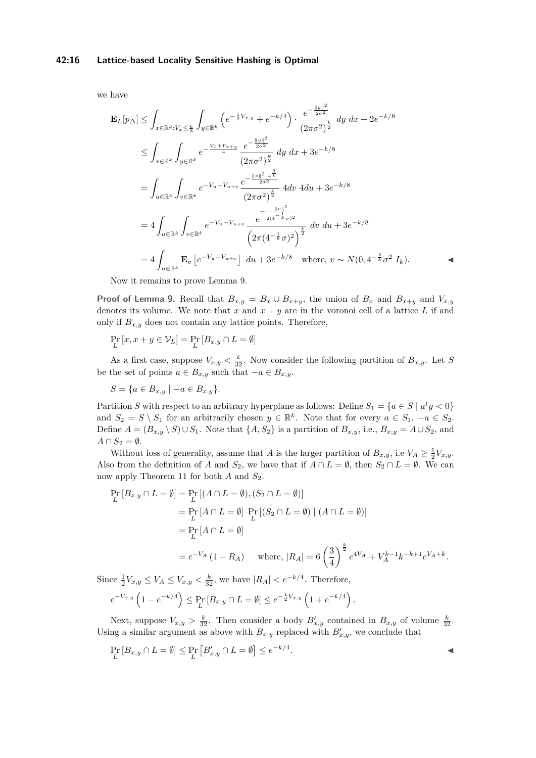we have

$$
\begin{aligned}
\mathbf{E}_L[p_\Delta] &\le \int_{x\in\mathbb{R}^k: V_x \le \frac{k}{8}} \int_{y\in\mathbb{R}^k} \left(e^{-\frac{1}{2}V_{x,y}} + e^{-k/4}\right)\cdot \frac{e^{-\frac{\|y\|^2}{2\sigma^2}}}{(2\pi\sigma^2)^{\frac{k}{2}}}\; dy\; dx + 2e^{-k/8} \\
&\le \int_{x\in\mathbb{R}^k} \int_{y\in\mathbb{R}^k} e^{-\frac{V_x+V_{x+y}}{4}}\; \frac{e^{-\frac{\|y\|^2}{2\sigma^2}}}{(2\pi\sigma^2)^{\frac{k}{2}}}\; dy\; dx + 3e^{-k/8} \\
&= \int_{u\in\mathbb{R}^k} \int_{v\in\mathbb{R}^k} e^{-V_u - V_{u+v}}\, \frac{e^{-\frac{\|v\|^2\; 4^{\frac{2}{k}}}{2\sigma^2}}}{(2\pi\sigma^2)^{\frac{k}{2}}}\; 4dv\; 4du + 3e^{-k/8} \\
&= 4\int_{u\in\mathbb{R}^k} \int_{v\in\mathbb{R}^k} e^{-V_u - V_{u+v}}\, \frac{e^{-\frac{\|v\|^2}{2(4^{-\frac{1}{k}}\sigma)^2}}}{\left(2\pi(4^{-\frac{1}{k}}\sigma)^2\right)^{\frac{k}{2}}}\; dv\; du + 3e^{-k/8} \\
&= 4\int_{u\in\mathbb{R}^k} \mathbf{E}_v\left[e^{-V_u - V_{u+v}}\right]\; du + 3e^{-k/8} \quad \text{where, } v \sim N(0, 4^{-\frac{2}{k}}\sigma^2\, I_k).
\end{aligned}
$$

◀

Now it remains to prove Lemma 9.

**Proof of Lemma 9.** Recall that $B_{x,y} = B_x \cup B_{x+y}$, the union of $B_x$ and $B_{x+y}$ and $V_{x,y}$ denotes its volume. We note that $x$ and $x+y$ are in the voronoi cell of a lattice $L$ if and only if $B_{x,y}$ does not contain any lattice points. Therefore,

$$\Pr_L[x, x+y \in \mathcal{V}_L] = \Pr_L[B_{x,y} \cap L = \emptyset]$$

As a first case, suppose $V_{x,y} < \frac{k}{32}$. Now consider the following partition of $B_{x,y}$. Let $S$ be the set of points $a \in B_{x,y}$ such that $-a \in B_{x,y}$.

$$S = \{a \in B_{x,y} \mid -a \in B_{x,y}\}.$$

Partition $S$ with respect to an arbitrary hyperplane as follows: Define $S_1 = \{a \in S \mid a^t y < 0\}$ and $S_2 = S \setminus S_1$ for an arbitrarily chosen $y \in \mathbb{R}^k$. Note that for every $a \in S_1$, $-a \in S_2$. Define $A = (B_{x,y} \setminus S) \cup S_1$. Note that $\{A, S_2\}$ is a partition of $B_{x,y}$, i.e., $B_{x,y} = A \cup S_2$, and $A \cap S_2 = \emptyset$.

Without loss of generality, assume that $A$ is the larger partition of $B_{x,y}$, i.e $V_A \ge \frac{1}{2}V_{x,y}$. Also from the definition of $A$ and $S_2$, we have that if $A \cap L = \emptyset$, then $S_2 \cap L = \emptyset$. We can now apply Theorem 11 for both $A$ and $S_2$.

$$
\begin{aligned}
\Pr_L[B_{x,y} \cap L = \emptyset] &= \Pr_L[(A \cap L = \emptyset), (S_2 \cap L = \emptyset)] \\
&= \Pr_L[A \cap L = \emptyset]\; \Pr_L[(S_2 \cap L = \emptyset) \mid (A \cap L = \emptyset)] \\
&= \Pr_L[A \cap L = \emptyset] \\
&= e^{-V_A}(1 - R_A) \qquad \text{where, } |R_A| = 6\left(\frac{3}{4}\right)^{\frac{k}{2}} e^{4V_A} + V_A^{k-1} k^{-k+1} e^{V_A + k}.
\end{aligned}
$$

Since $\frac{1}{2}V_{x,y} \le V_A \le V_{x,y} < \frac{k}{32}$, we have $|R_A| < e^{-k/4}$. Therefore,

$$e^{-V_{x,y}}\left(1 - e^{-k/4}\right) \le \Pr_L[B_{x,y} \cap L = \emptyset] \le e^{-\frac{1}{2}V_{x,y}}\left(1 + e^{-k/4}\right).$$

Next, suppose $V_{x,y} > \frac{k}{32}$. Then consider a body $B'_{x,y}$ contained in $B_{x,y}$ of volume $\frac{k}{32}$. Using a similar argument as above with $B_{x,y}$ replaced with $B'_{x,y}$, we conclude that

$$\Pr_L[B_{x,y} \cap L = \emptyset] \le \Pr_L\left[B'_{x,y} \cap L = \emptyset\right] \le e^{-k/4}.$$

◀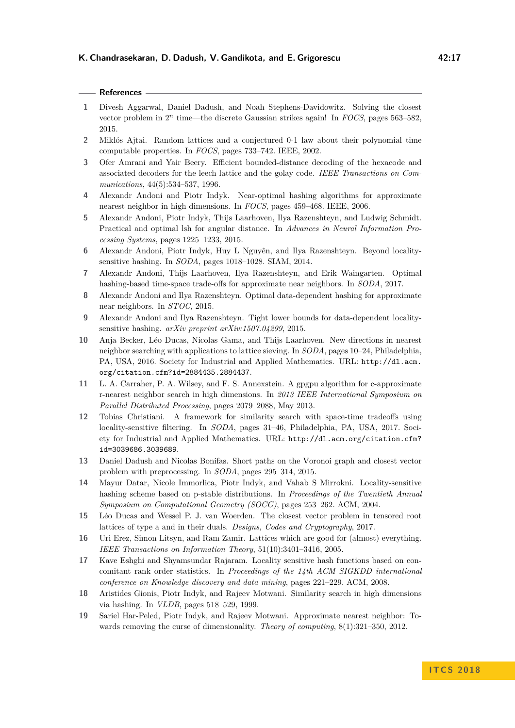## References

1. Divesh Aggarwal, Daniel Dadush, and Noah Stephens-Davidowitz. Solving the closest vector problem in $2^n$ time—the discrete Gaussian strikes again! In *FOCS*, pages 563–582, 2015.
2. Miklós Ajtai. Random lattices and a conjectured 0-1 law about their polynomial time computable properties. In *FOCS*, pages 733–742. IEEE, 2002.
3. Ofer Amrani and Yair Beery. Efficient bounded-distance decoding of the hexacode and associated decoders for the leech lattice and the golay code. *IEEE Transactions on Communications*, 44(5):534–537, 1996.
4. Alexandr Andoni and Piotr Indyk. Near-optimal hashing algorithms for approximate nearest neighbor in high dimensions. In *FOCS*, pages 459–468. IEEE, 2006.
5. Alexandr Andoni, Piotr Indyk, Thijs Laarhoven, Ilya Razenshteyn, and Ludwig Schmidt. Practical and optimal lsh for angular distance. In *Advances in Neural Information Processing Systems*, pages 1225–1233, 2015.
6. Alexandr Andoni, Piotr Indyk, Huy L Nguyên, and Ilya Razenshteyn. Beyond locality-sensitive hashing. In *SODA*, pages 1018–1028. SIAM, 2014.
7. Alexandr Andoni, Thijs Laarhoven, Ilya Razenshteyn, and Erik Waingarten. Optimal hashing-based time-space trade-offs for approximate near neighbors. In *SODA*, 2017.
8. Alexandr Andoni and Ilya Razenshteyn. Optimal data-dependent hashing for approximate near neighbors. In *STOC*, 2015.
9. Alexandr Andoni and Ilya Razenshteyn. Tight lower bounds for data-dependent locality-sensitive hashing. *arXiv preprint arXiv:1507.04299*, 2015.
10. Anja Becker, Léo Ducas, Nicolas Gama, and Thijs Laarhoven. New directions in nearest neighbor searching with applications to lattice sieving. In *SODA*, pages 10–24, Philadelphia, PA, USA, 2016. Society for Industrial and Applied Mathematics. URL: `http://dl.acm.org/citation.cfm?id=2884435.2884437`.
11. L. A. Carraher, P. A. Wilsey, and F. S. Annexstein. A gpgpu algorithm for c-approximate r-nearest neighbor search in high dimensions. In *2013 IEEE International Symposium on Parallel Distributed Processing*, pages 2079–2088, May 2013.
12. Tobias Christiani. A framework for similarity search with space-time tradeoffs using locality-sensitive filtering. In *SODA*, pages 31–46, Philadelphia, PA, USA, 2017. Society for Industrial and Applied Mathematics. URL: `http://dl.acm.org/citation.cfm?id=3039686.3039689`.
13. Daniel Dadush and Nicolas Bonifas. Short paths on the Voronoi graph and closest vector problem with preprocessing. In *SODA*, pages 295–314, 2015.
14. Mayur Datar, Nicole Immorlica, Piotr Indyk, and Vahab S Mirrokni. Locality-sensitive hashing scheme based on p-stable distributions. In *Proceedings of the Twentieth Annual Symposium on Computational Geometry (SOCG)*, pages 253–262. ACM, 2004.
15. Léo Ducas and Wessel P. J. van Woerden. The closest vector problem in tensored root lattices of type a and in their duals. *Designs, Codes and Cryptography*, 2017.
16. Uri Erez, Simon Litsyn, and Ram Zamir. Lattices which are good for (almost) everything. *IEEE Transactions on Information Theory*, 51(10):3401–3416, 2005.
17. Kave Eshghi and Shyamsundar Rajaram. Locality sensitive hash functions based on concomitant rank order statistics. In *Proceedings of the 14th ACM SIGKDD international conference on Knowledge discovery and data mining*, pages 221–229. ACM, 2008.
18. Aristides Gionis, Piotr Indyk, and Rajeev Motwani. Similarity search in high dimensions via hashing. In *VLDB*, pages 518–529, 1999.
19. Sariel Har-Peled, Piotr Indyk, and Rajeev Motwani. Approximate nearest neighbor: Towards removing the curse of dimensionality. *Theory of computing*, 8(1):321–350, 2012.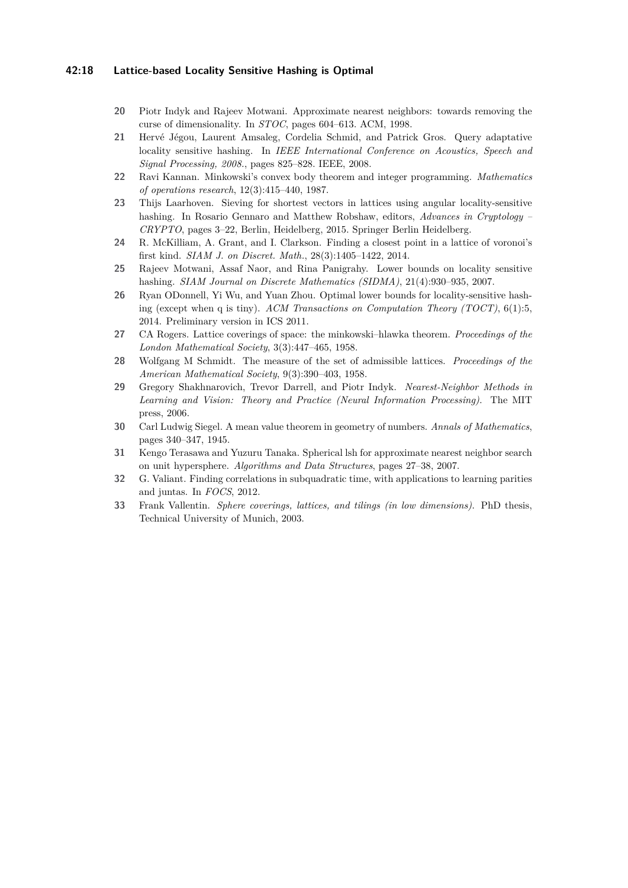20 Piotr Indyk and Rajeev Motwani. Approximate nearest neighbors: towards removing the curse of dimensionality. In *STOC*, pages 604–613. ACM, 1998.

21 Hervé Jégou, Laurent Amsaleg, Cordelia Schmid, and Patrick Gros. Query adaptative locality sensitive hashing. In *IEEE International Conference on Acoustics, Speech and Signal Processing, 2008.*, pages 825–828. IEEE, 2008.

22 Ravi Kannan. Minkowski's convex body theorem and integer programming. *Mathematics of operations research*, 12(3):415–440, 1987.

23 Thijs Laarhoven. Sieving for shortest vectors in lattices using angular locality-sensitive hashing. In Rosario Gennaro and Matthew Robshaw, editors, *Advances in Cryptology – CRYPTO*, pages 3–22, Berlin, Heidelberg, 2015. Springer Berlin Heidelberg.

24 R. McKilliam, A. Grant, and I. Clarkson. Finding a closest point in a lattice of voronoi's first kind. *SIAM J. on Discret. Math.*, 28(3):1405–1422, 2014.

25 Rajeev Motwani, Assaf Naor, and Rina Panigrahy. Lower bounds on locality sensitive hashing. *SIAM Journal on Discrete Mathematics (SIDMA)*, 21(4):930–935, 2007.

26 Ryan ODonnell, Yi Wu, and Yuan Zhou. Optimal lower bounds for locality-sensitive hashing (except when q is tiny). *ACM Transactions on Computation Theory (TOCT)*, 6(1):5, 2014. Preliminary version in ICS 2011.

27 CA Rogers. Lattice coverings of space: the minkowski–hlawka theorem. *Proceedings of the London Mathematical Society*, 3(3):447–465, 1958.

28 Wolfgang M Schmidt. The measure of the set of admissible lattices. *Proceedings of the American Mathematical Society*, 9(3):390–403, 1958.

29 Gregory Shakhnarovich, Trevor Darrell, and Piotr Indyk. *Nearest-Neighbor Methods in Learning and Vision: Theory and Practice (Neural Information Processing)*. The MIT press, 2006.

30 Carl Ludwig Siegel. A mean value theorem in geometry of numbers. *Annals of Mathematics*, pages 340–347, 1945.

31 Kengo Terasawa and Yuzuru Tanaka. Spherical lsh for approximate nearest neighbor search on unit hypersphere. *Algorithms and Data Structures*, pages 27–38, 2007.

32 G. Valiant. Finding correlations in subquadratic time, with applications to learning parities and juntas. In *FOCS*, 2012.

33 Frank Vallentin. *Sphere coverings, lattices, and tilings (in low dimensions)*. PhD thesis, Technical University of Munich, 2003.